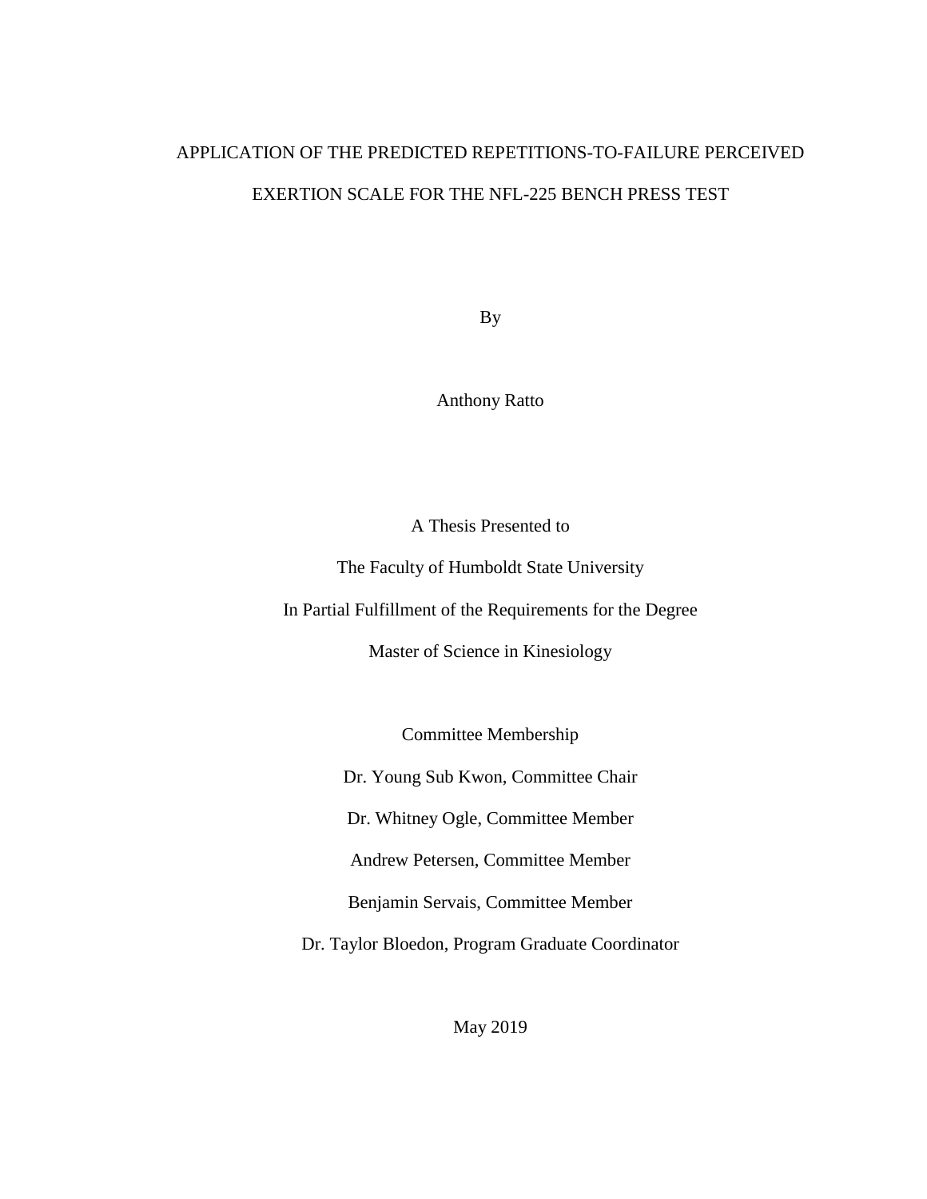# APPLICATION OF THE PREDICTED REPETITIONS-TO-FAILURE PERCEIVED EXERTION SCALE FOR THE NFL-225 BENCH PRESS TEST

By

Anthony Ratto

A Thesis Presented to

The Faculty of Humboldt State University

In Partial Fulfillment of the Requirements for the Degree

Master of Science in Kinesiology

Committee Membership

Dr. Young Sub Kwon, Committee Chair

Dr. Whitney Ogle, Committee Member

Andrew Petersen, Committee Member

Benjamin Servais, Committee Member

Dr. Taylor Bloedon, Program Graduate Coordinator

May 2019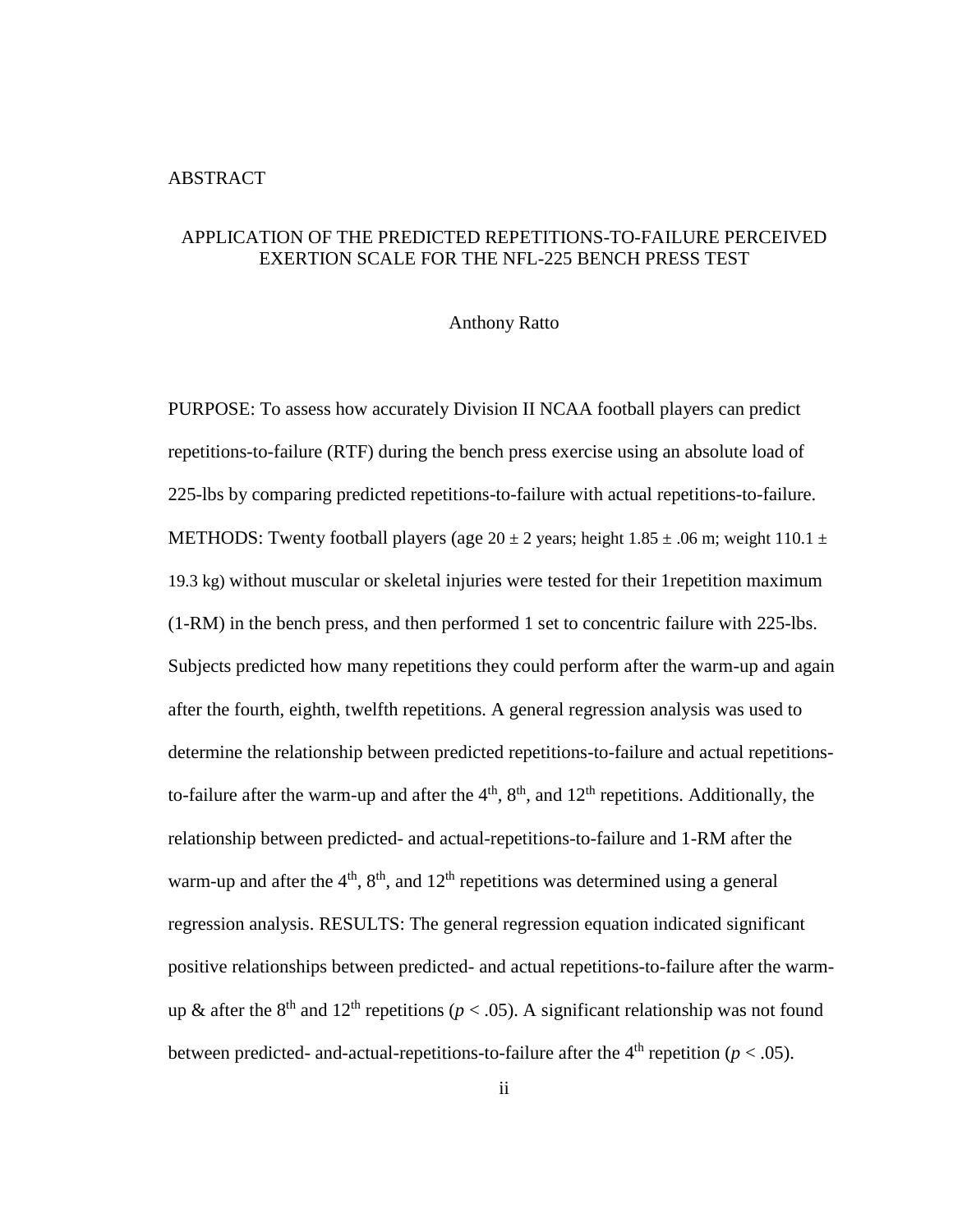# ABSTRACT

## APPLICATION OF THE PREDICTED REPETITIONS-TO-FAILURE PERCEIVED EXERTION SCALE FOR THE NFL-225 BENCH PRESS TEST

Anthony Ratto

PURPOSE: To assess how accurately Division II NCAA football players can predict repetitions-to-failure (RTF) during the bench press exercise using an absolute load of 225-lbs by comparing predicted repetitions-to-failure with actual repetitions-to-failure. METHODS: Twenty football players (age $20 \pm 2$ years; height $1.85 \pm .06$ m; weight $110.1 \pm 19.3$ kg) without muscular or skeletal injuries were tested for their 1repetition maximum (1-RM) in the bench press, and then performed 1 set to concentric failure with 225-lbs. Subjects predicted how many repetitions they could perform after the warm-up and again after the fourth, eighth, twelfth repetitions. A general regression analysis was used to determine the relationship between predicted repetitions-to-failure and actual repetitions-to-failure after the warm-up and after the $4^{th}$, $8^{th}$, and $12^{th}$ repetitions. Additionally, the relationship between predicted- and actual-repetitions-to-failure and 1-RM after the warm-up and after the $4^{th}$, $8^{th}$, and $12^{th}$ repetitions was determined using a general regression analysis. RESULTS: The general regression equation indicated significant positive relationships between predicted- and actual repetitions-to-failure after the warm-up & after the $8^{th}$ and $12^{th}$ repetitions ($p < .05$). A significant relationship was not found between predicted- and-actual-repetitions-to-failure after the $4^{th}$ repetition ($p < .05$).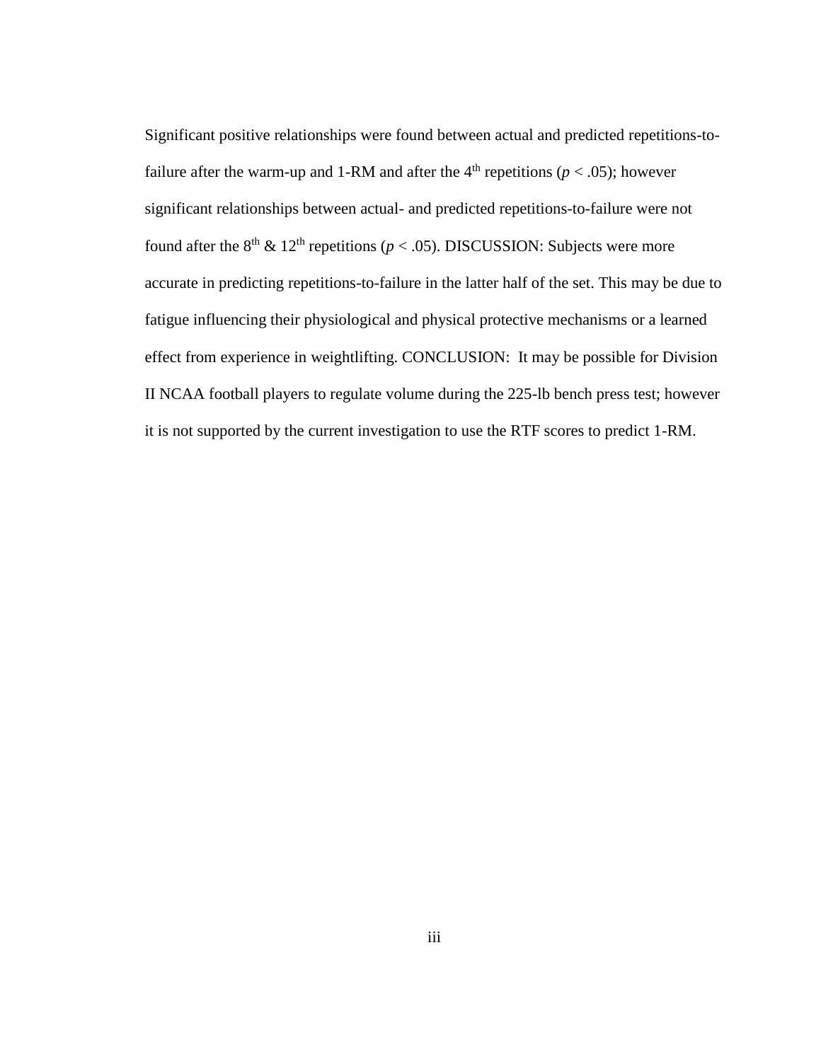Significant positive relationships were found between actual and predicted repetitions-to-failure after the warm-up and 1-RM and after the 4th repetitions ($p < .05$); however significant relationships between actual- and predicted repetitions-to-failure were not found after the 8th & 12th repetitions ($p < .05$). DISCUSSION: Subjects were more accurate in predicting repetitions-to-failure in the latter half of the set. This may be due to fatigue influencing their physiological and physical protective mechanisms or a learned effect from experience in weightlifting. CONCLUSION: It may be possible for Division II NCAA football players to regulate volume during the 225-lb bench press test; however it is not supported by the current investigation to use the RTF scores to predict 1-RM.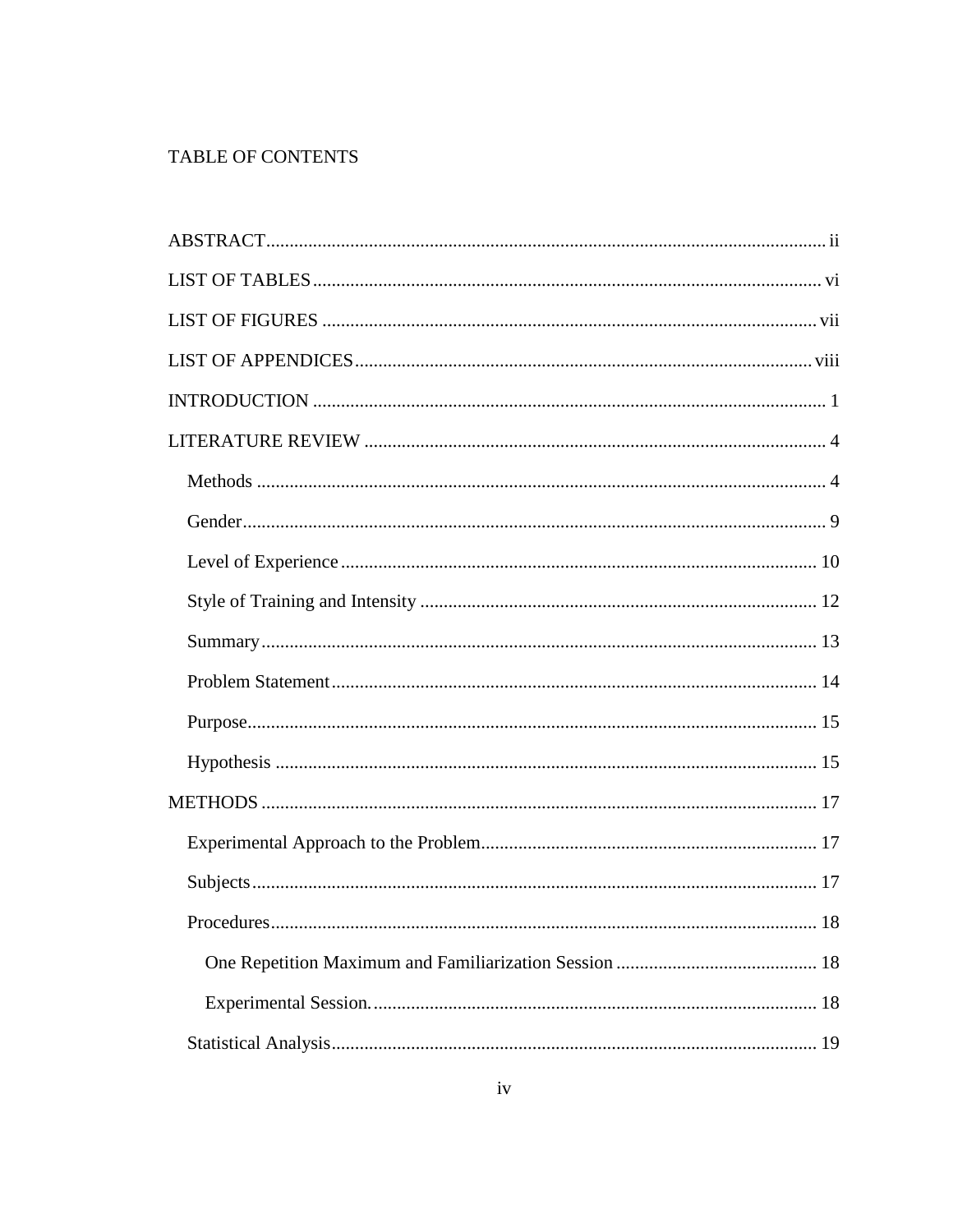# TABLE OF CONTENTS

ABSTRACT ..... ii

LIST OF TABLES ..... vi

LIST OF FIGURES ..... vii

LIST OF APPENDICES ..... viii

INTRODUCTION ..... 1

LITERATURE REVIEW ..... 4

- Methods ..... 4
- Gender ..... 9
- Level of Experience ..... 10
- Style of Training and Intensity ..... 12
- Summary ..... 13
- Problem Statement ..... 14
- Purpose ..... 15
- Hypothesis ..... 15

METHODS ..... 17

- Experimental Approach to the Problem ..... 17
- Subjects ..... 17
- Procedures ..... 18
  - One Repetition Maximum and Familiarization Session ..... 18
  - Experimental Session. ..... 18
- Statistical Analysis ..... 19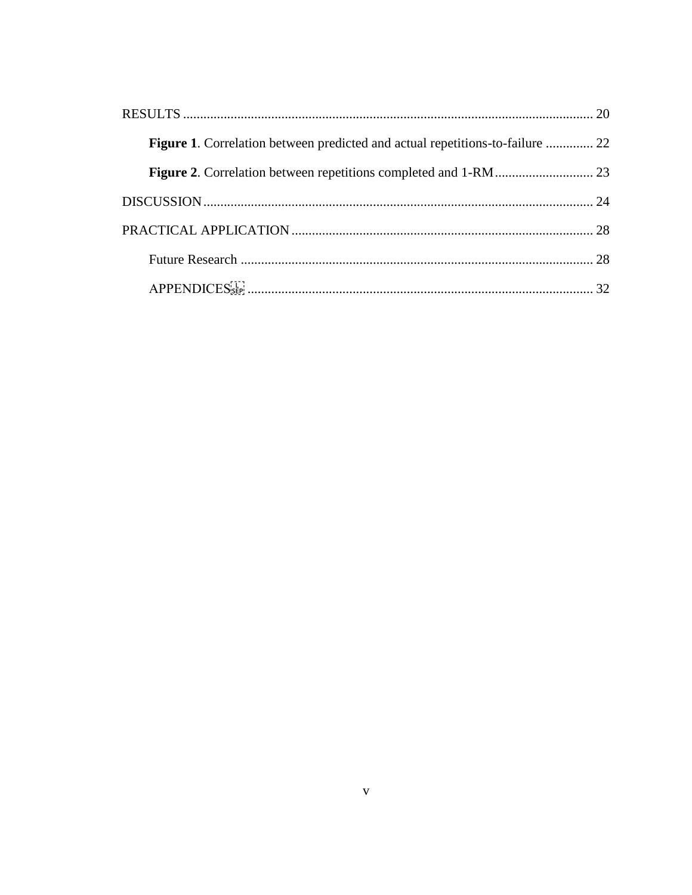RESULTS ........................................................................................................................ 20

**Figure 1**. Correlation between predicted and actual repetitions-to-failure .............. 22

**Figure 2**. Correlation between repetitions completed and 1-RM............................. 23

DISCUSSION.................................................................................................................. 24

PRACTICAL APPLICATION ......................................................................................... 28

Future Research ........................................................................................................ 28

APPENDICES ...................................................................................................... 32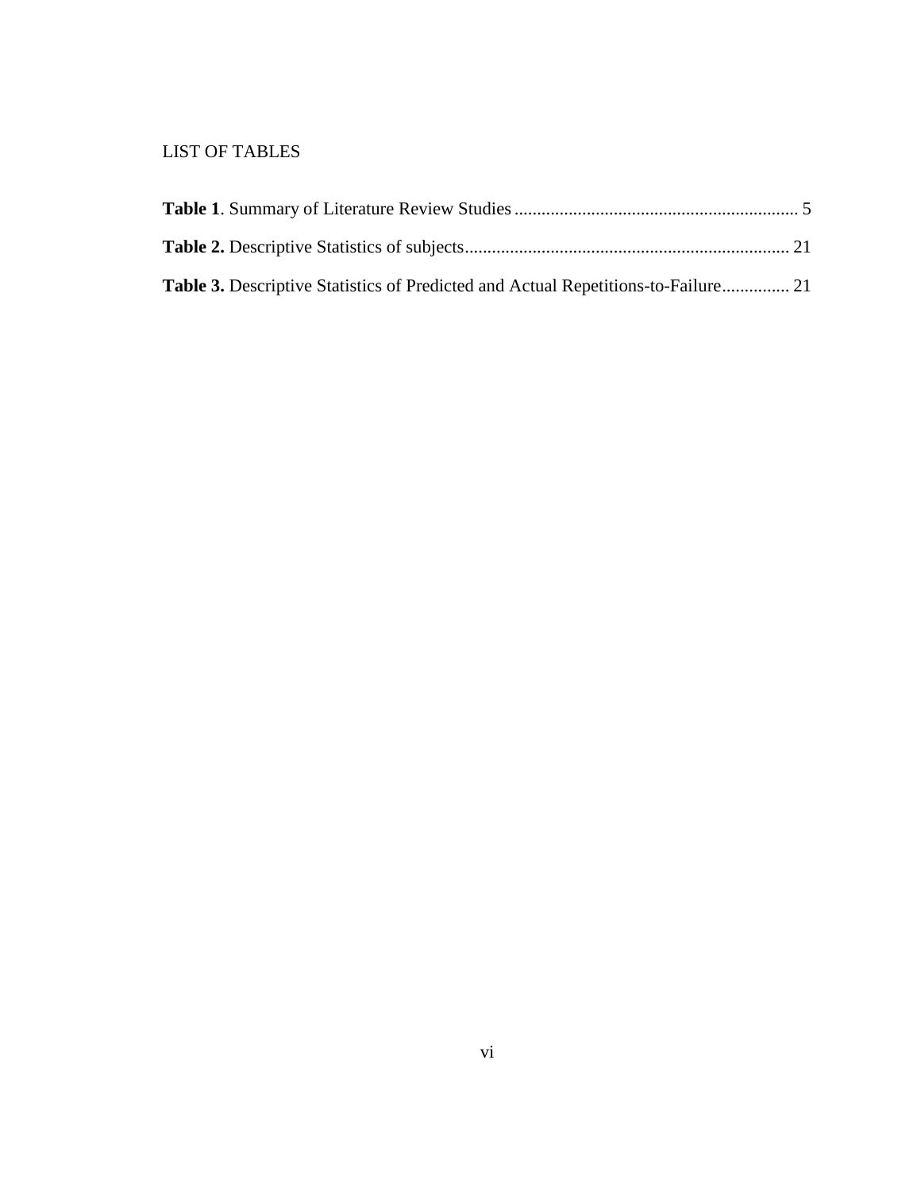# LIST OF TABLES

**Table 1**. Summary of Literature Review Studies ............................................................... 5

**Table 2.** Descriptive Statistics of subjects........................................................................ 21

**Table 3.** Descriptive Statistics of Predicted and Actual Repetitions-to-Failure............... 21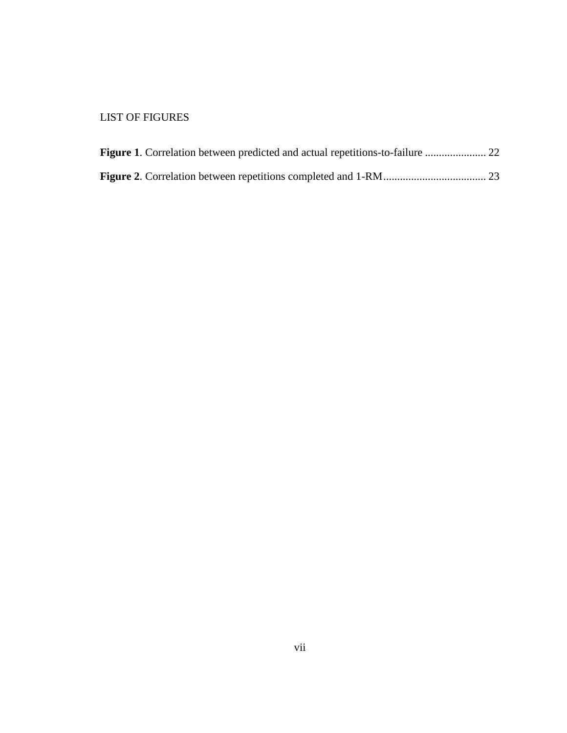# LIST OF FIGURES

**Figure 1**. Correlation between predicted and actual repetitions-to-failure ...................... 22

**Figure 2**. Correlation between repetitions completed and 1-RM..................................... 23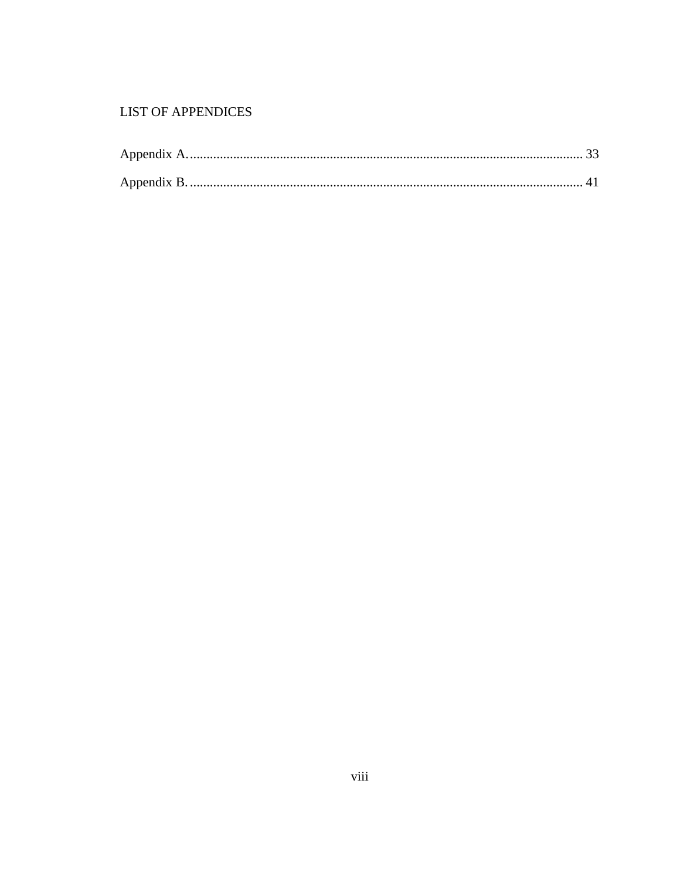# LIST OF APPENDICES

Appendix A. .................................................................................................................... 33

Appendix B. .................................................................................................................... 41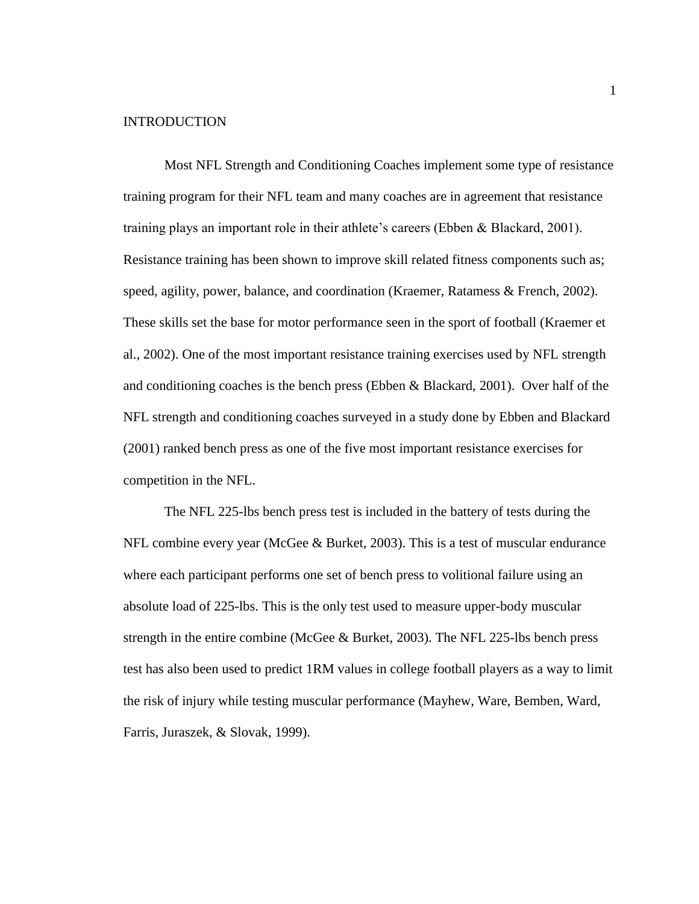# INTRODUCTION

Most NFL Strength and Conditioning Coaches implement some type of resistance training program for their NFL team and many coaches are in agreement that resistance training plays an important role in their athlete's careers (Ebben & Blackard, 2001). Resistance training has been shown to improve skill related fitness components such as; speed, agility, power, balance, and coordination (Kraemer, Ratamess & French, 2002). These skills set the base for motor performance seen in the sport of football (Kraemer et al., 2002). One of the most important resistance training exercises used by NFL strength and conditioning coaches is the bench press (Ebben & Blackard, 2001). Over half of the NFL strength and conditioning coaches surveyed in a study done by Ebben and Blackard (2001) ranked bench press as one of the five most important resistance exercises for competition in the NFL.

The NFL 225-lbs bench press test is included in the battery of tests during the NFL combine every year (McGee & Burket, 2003). This is a test of muscular endurance where each participant performs one set of bench press to volitional failure using an absolute load of 225-lbs. This is the only test used to measure upper-body muscular strength in the entire combine (McGee & Burket, 2003). The NFL 225-lbs bench press test has also been used to predict 1RM values in college football players as a way to limit the risk of injury while testing muscular performance (Mayhew, Ware, Bemben, Ward, Farris, Juraszek, & Slovak, 1999).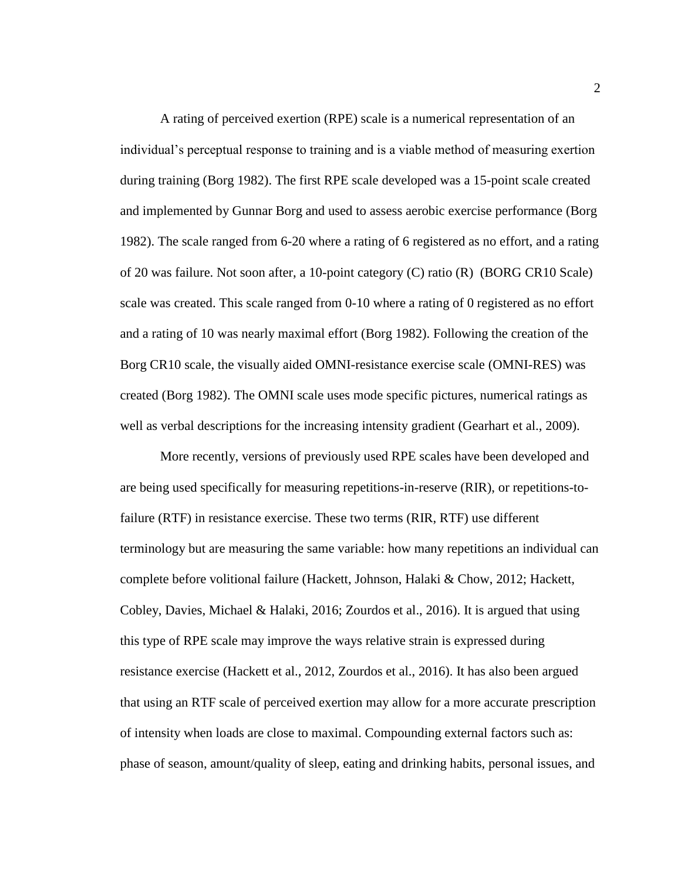A rating of perceived exertion (RPE) scale is a numerical representation of an individual's perceptual response to training and is a viable method of measuring exertion during training (Borg 1982). The first RPE scale developed was a 15-point scale created and implemented by Gunnar Borg and used to assess aerobic exercise performance (Borg 1982). The scale ranged from 6-20 where a rating of 6 registered as no effort, and a rating of 20 was failure. Not soon after, a 10-point category (C) ratio (R) (BORG CR10 Scale) scale was created. This scale ranged from 0-10 where a rating of 0 registered as no effort and a rating of 10 was nearly maximal effort (Borg 1982). Following the creation of the Borg CR10 scale, the visually aided OMNI-resistance exercise scale (OMNI-RES) was created (Borg 1982). The OMNI scale uses mode specific pictures, numerical ratings as well as verbal descriptions for the increasing intensity gradient (Gearhart et al., 2009).

More recently, versions of previously used RPE scales have been developed and are being used specifically for measuring repetitions-in-reserve (RIR), or repetitions-to-failure (RTF) in resistance exercise. These two terms (RIR, RTF) use different terminology but are measuring the same variable: how many repetitions an individual can complete before volitional failure (Hackett, Johnson, Halaki & Chow, 2012; Hackett, Cobley, Davies, Michael & Halaki, 2016; Zourdos et al., 2016). It is argued that using this type of RPE scale may improve the ways relative strain is expressed during resistance exercise (Hackett et al., 2012, Zourdos et al., 2016). It has also been argued that using an RTF scale of perceived exertion may allow for a more accurate prescription of intensity when loads are close to maximal. Compounding external factors such as: phase of season, amount/quality of sleep, eating and drinking habits, personal issues, and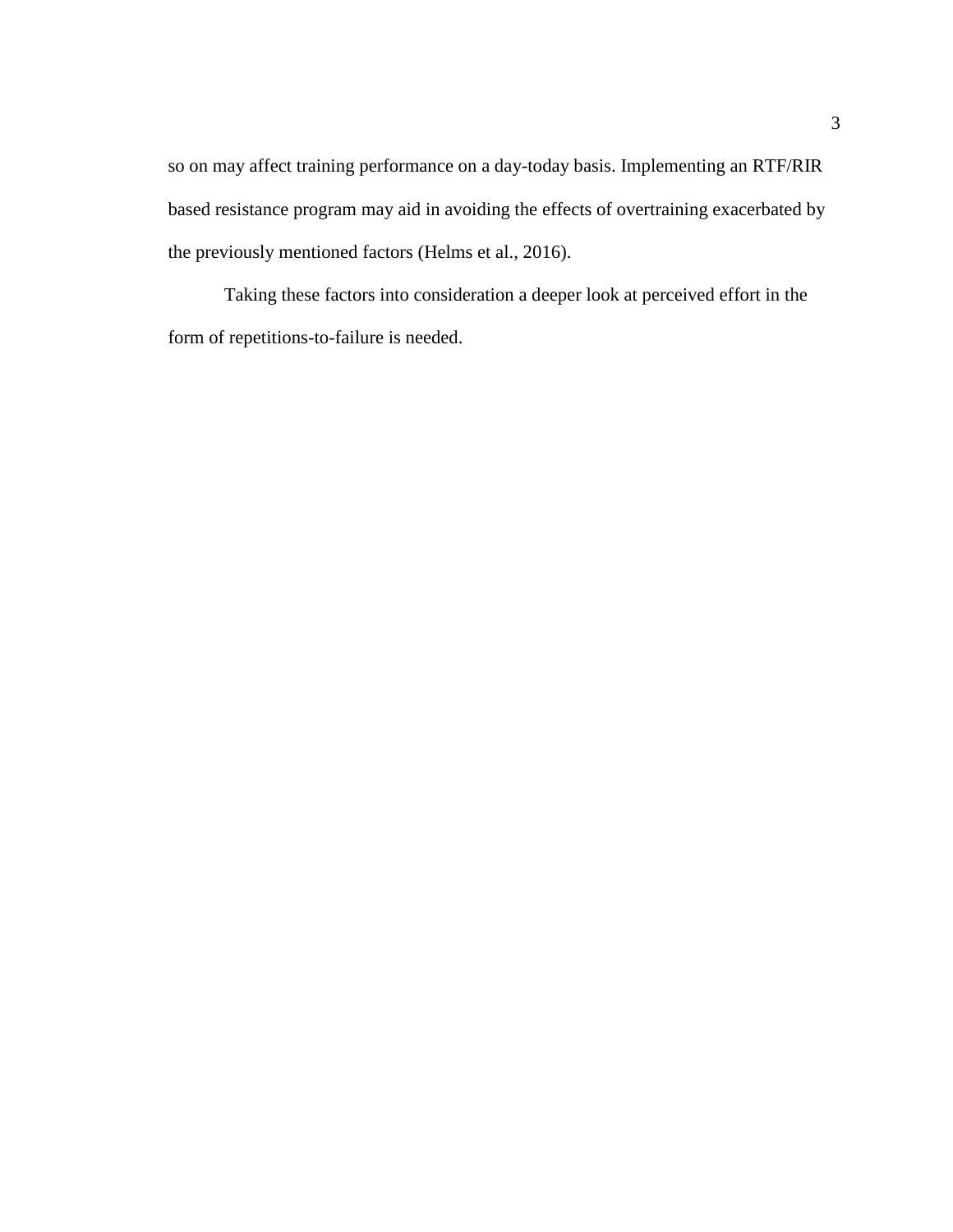so on may affect training performance on a day-today basis. Implementing an RTF/RIR based resistance program may aid in avoiding the effects of overtraining exacerbated by the previously mentioned factors (Helms et al., 2016).

Taking these factors into consideration a deeper look at perceived effort in the form of repetitions-to-failure is needed.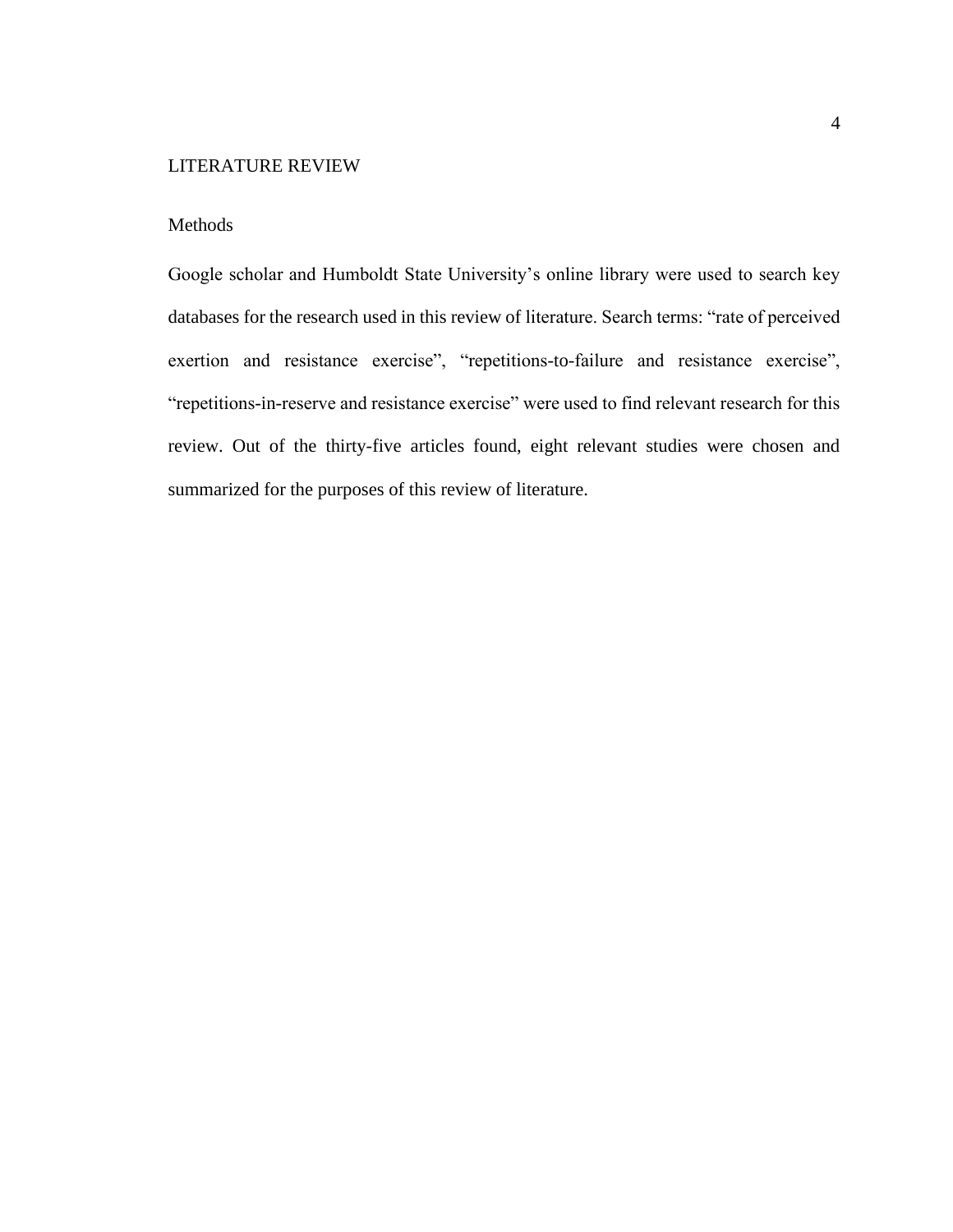# LITERATURE REVIEW

## Methods

Google scholar and Humboldt State University's online library were used to search key databases for the research used in this review of literature. Search terms: "rate of perceived exertion and resistance exercise", "repetitions-to-failure and resistance exercise", "repetitions-in-reserve and resistance exercise" were used to find relevant research for this review. Out of the thirty-five articles found, eight relevant studies were chosen and summarized for the purposes of this review of literature.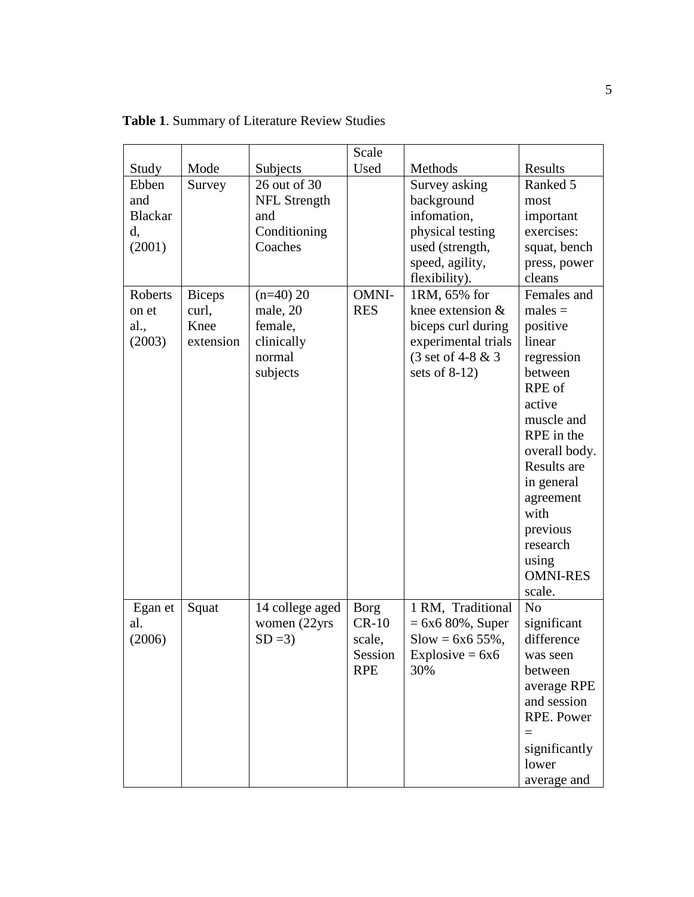**Table 1**. Summary of Literature Review Studies

| Study | Mode | Subjects | Scale Used | Methods | Results |
|---|---|---|---|---|---|
| Ebben and Blackard, (2001) | Survey | 26 out of 30 NFL Strength and Conditioning Coaches | | Survey asking background infomation, physical testing used (strength, speed, agility, flexibility). | Ranked 5 most important exercises: squat, bench press, power cleans |
| Robertson et al., (2003) | Biceps curl, Knee extension | (n=40) 20 male, 20 female, clinically normal subjects | OMNI-RES | 1RM, 65% for knee extension & biceps curl during experimental trials (3 set of 4-8 & 3 sets of 8-12) | Females and males = positive linear regression between RPE of active muscle and RPE in the overall body. Results are in general agreement with previous research using OMNI-RES scale. |
| Egan et al. (2006) | Squat | 14 college aged women (22yrs SD =3) | Borg CR-10 scale, Session RPE | 1 RM, Traditional = 6x6 80%, Super Slow = 6x6 55%, Explosive = 6x6 30% | No significant difference was seen between average RPE and session RPE. Power = significantly lower average and |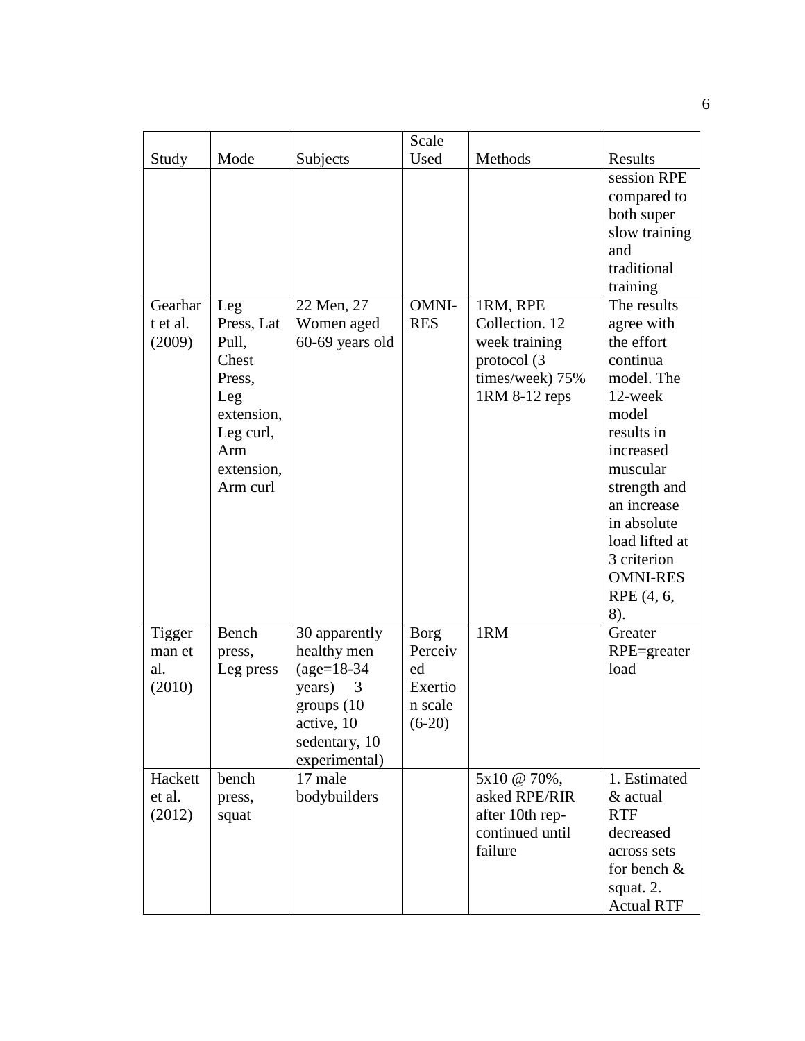| Study | Mode | Subjects | Scale Used | Methods | Results |
|---|---|---|---|---|---|
| | | | | | session RPE compared to both super slow training and traditional training |
| Gearhart et al. (2009) | Leg Press, Lat Pull, Chest Press, Leg extension, Leg curl, Arm extension, Arm curl | 22 Men, 27 Women aged 60-69 years old | OMNI-RES | 1RM, RPE Collection. 12 week training protocol (3 times/week) 75% 1RM 8-12 reps | The results agree with the effort continua model. The 12-week model results in increased muscular strength and an increase in absolute load lifted at 3 criterion OMNI-RES RPE (4, 6, 8). |
| Tiggerman et al. (2010) | Bench press, Leg press | 30 apparently healthy men (age=18-34 years) 3 groups (10 active, 10 sedentary, 10 experimental) | Borg Perceived Exertion scale (6-20) | 1RM | Greater RPE=greater load |
| Hackett et al. (2012) | bench press, squat | 17 male bodybuilders | | 5x10 @ 70%, asked RPE/RIR after 10th rep-continued until failure | 1. Estimated & actual RTF decreased across sets for bench & squat. 2. Actual RTF |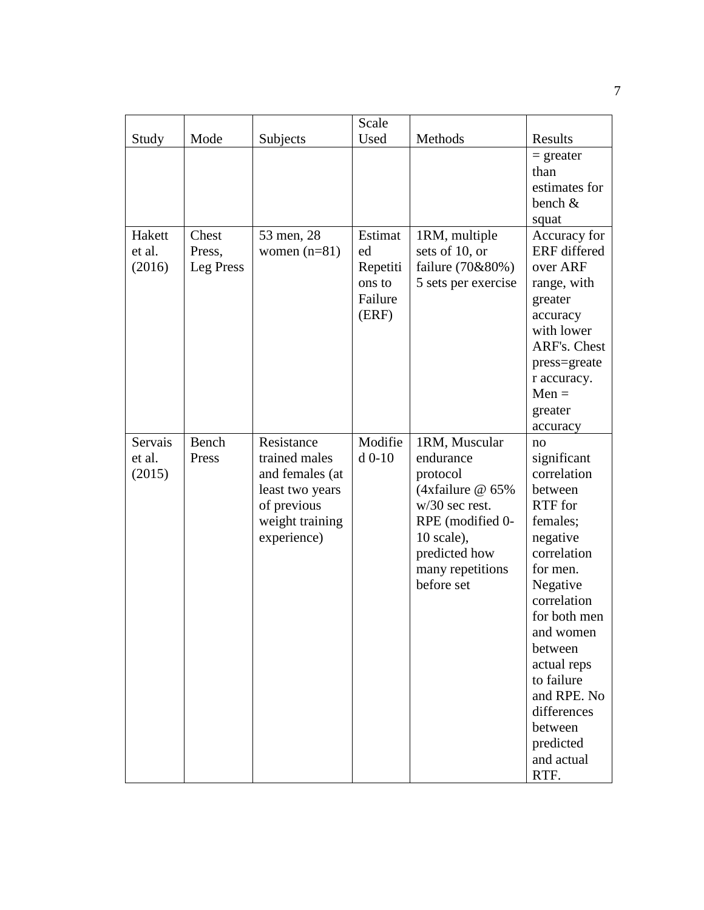| Study | Mode | Subjects | Scale Used | Methods | Results |
|---|---|---|---|---|---|
| | | | | | = greater than estimates for bench & squat |
| Hakett et al. (2016) | Chest Press, Leg Press | 53 men, 28 women (n=81) | Estimated Repetitions to Failure (ERF) | 1RM, multiple sets of 10, or failure (70&80%) 5 sets per exercise | Accuracy for ERF differed over ARF range, with greater accuracy with lower ARF's. Chest press=greater accuracy. Men = greater accuracy |
| Servais et al. (2015) | Bench Press | Resistance trained males and females (at least two years of previous weight training experience) | Modified 0-10 | 1RM, Muscular endurance protocol (4xfailure @ 65% w/30 sec rest. RPE (modified 0-10 scale), predicted how many repetitions before set | no significant correlation between RTF for females; negative correlation for men. Negative correlation for both men and women between actual reps to failure and RPE. No differences between predicted and actual RTF. |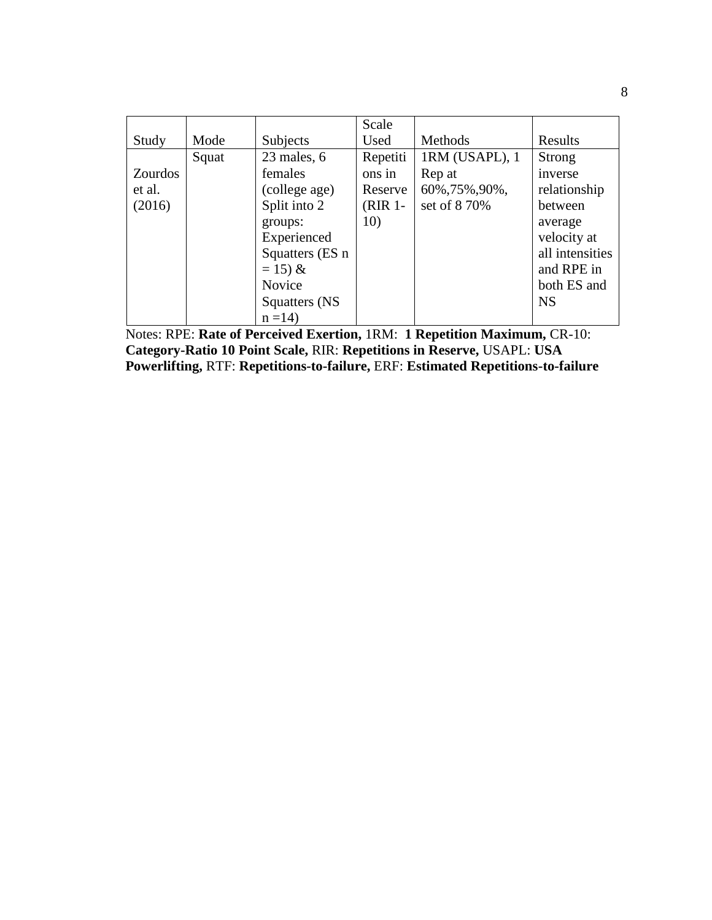| Study | Mode | Subjects | Scale Used | Methods | Results |
|---|---|---|---|---|---|
| Zourdos et al. (2016) | Squat | 23 males, 6 females (college age) Split into 2 groups: Experienced Squatters (ES n = 15) & Novice Squatters (NS n =14) | Repetitions in Reserve (RIR 1-10) | 1RM (USAPL), 1 Rep at 60%,75%,90%, set of 8 70% | Strong inverse relationship between average velocity at all intensities and RPE in both ES and NS |

Notes: RPE: **Rate of Perceived Exertion,** 1RM: **1 Repetition Maximum,** CR-10: **Category-Ratio 10 Point Scale,** RIR: **Repetitions in Reserve,** USAPL: **USA Powerlifting,** RTF: **Repetitions-to-failure,** ERF: **Estimated Repetitions-to-failure**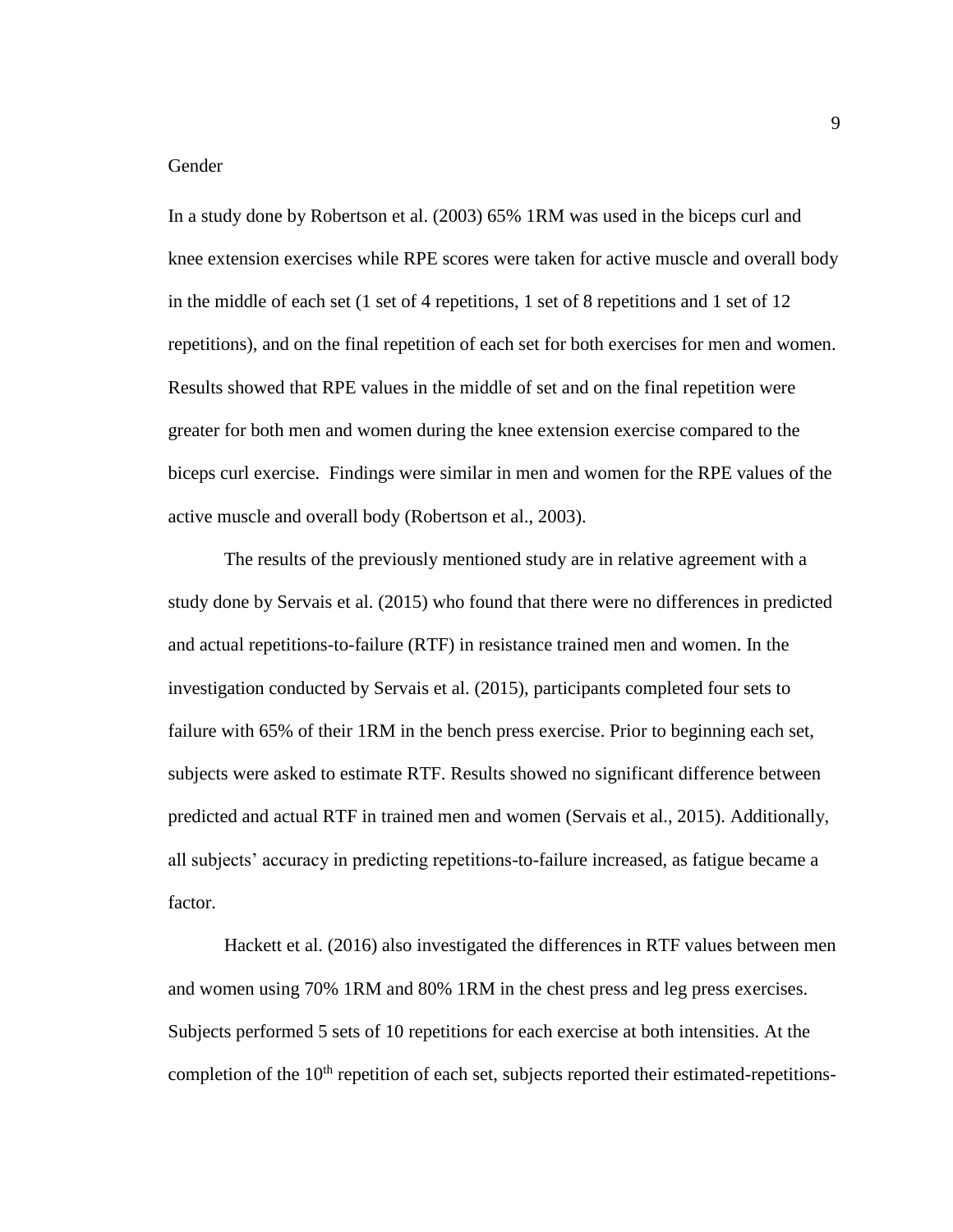## Gender

In a study done by Robertson et al. (2003) 65% 1RM was used in the biceps curl and knee extension exercises while RPE scores were taken for active muscle and overall body in the middle of each set (1 set of 4 repetitions, 1 set of 8 repetitions and 1 set of 12 repetitions), and on the final repetition of each set for both exercises for men and women. Results showed that RPE values in the middle of set and on the final repetition were greater for both men and women during the knee extension exercise compared to the biceps curl exercise. Findings were similar in men and women for the RPE values of the active muscle and overall body (Robertson et al., 2003).

The results of the previously mentioned study are in relative agreement with a study done by Servais et al. (2015) who found that there were no differences in predicted and actual repetitions-to-failure (RTF) in resistance trained men and women. In the investigation conducted by Servais et al. (2015), participants completed four sets to failure with 65% of their 1RM in the bench press exercise. Prior to beginning each set, subjects were asked to estimate RTF. Results showed no significant difference between predicted and actual RTF in trained men and women (Servais et al., 2015). Additionally, all subjects' accuracy in predicting repetitions-to-failure increased, as fatigue became a factor.

Hackett et al. (2016) also investigated the differences in RTF values between men and women using 70% 1RM and 80% 1RM in the chest press and leg press exercises. Subjects performed 5 sets of 10 repetitions for each exercise at both intensities. At the completion of the 10th repetition of each set, subjects reported their estimated-repetitions-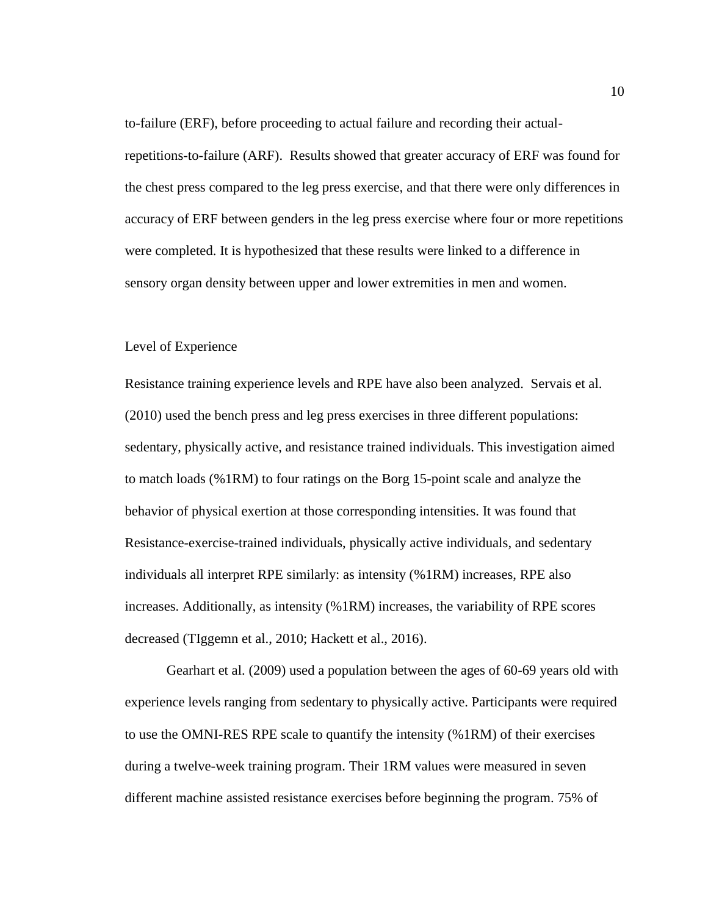to-failure (ERF), before proceeding to actual failure and recording their actual-repetitions-to-failure (ARF). Results showed that greater accuracy of ERF was found for the chest press compared to the leg press exercise, and that there were only differences in accuracy of ERF between genders in the leg press exercise where four or more repetitions were completed. It is hypothesized that these results were linked to a difference in sensory organ density between upper and lower extremities in men and women.

### Level of Experience

Resistance training experience levels and RPE have also been analyzed. Servais et al. (2010) used the bench press and leg press exercises in three different populations: sedentary, physically active, and resistance trained individuals. This investigation aimed to match loads (%1RM) to four ratings on the Borg 15-point scale and analyze the behavior of physical exertion at those corresponding intensities. It was found that Resistance-exercise-trained individuals, physically active individuals, and sedentary individuals all interpret RPE similarly: as intensity (%1RM) increases, RPE also increases. Additionally, as intensity (%1RM) increases, the variability of RPE scores decreased (TIggemn et al., 2010; Hackett et al., 2016).

Gearhart et al. (2009) used a population between the ages of 60-69 years old with experience levels ranging from sedentary to physically active. Participants were required to use the OMNI-RES RPE scale to quantify the intensity (%1RM) of their exercises during a twelve-week training program. Their 1RM values were measured in seven different machine assisted resistance exercises before beginning the program. 75% of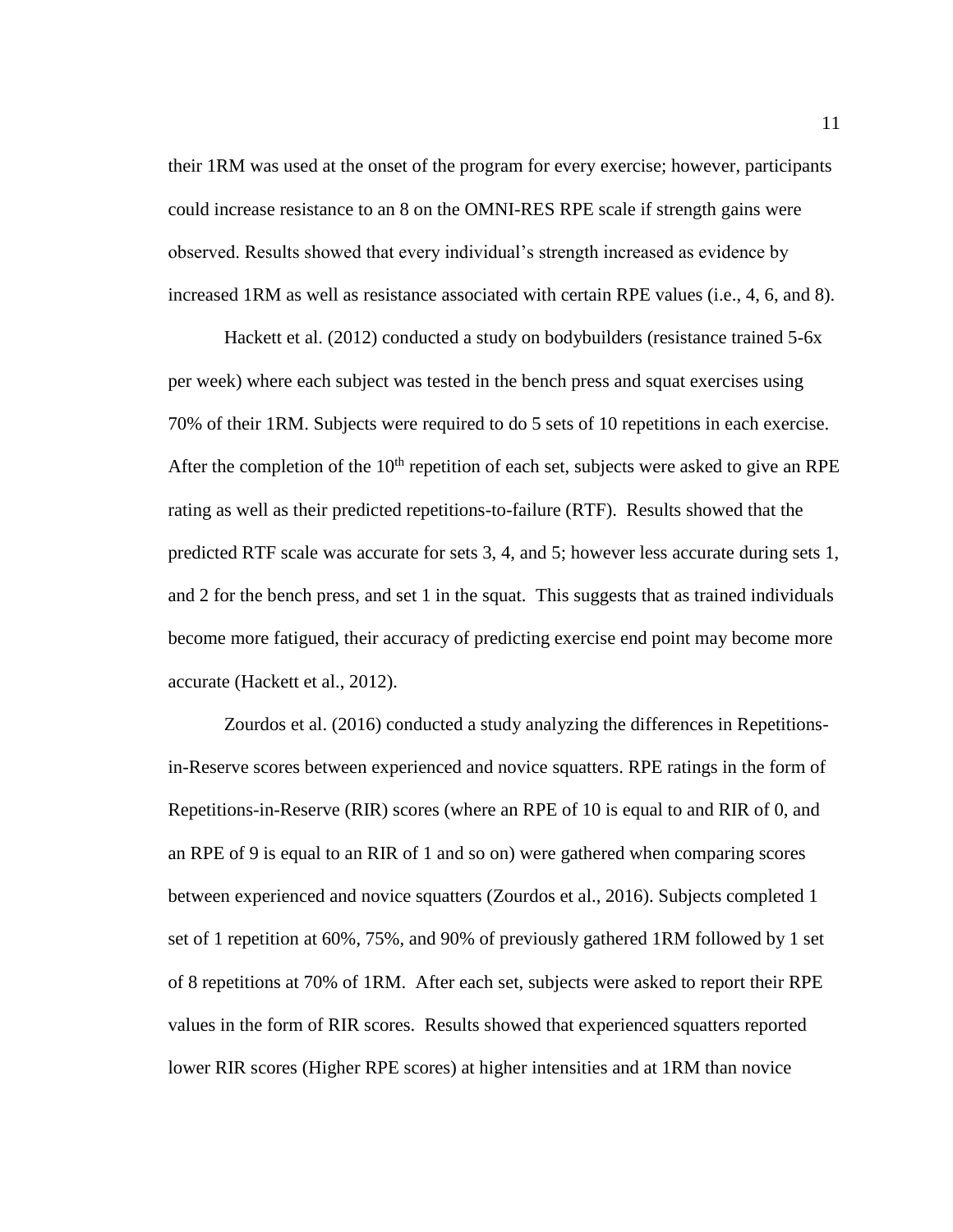their 1RM was used at the onset of the program for every exercise; however, participants could increase resistance to an 8 on the OMNI-RES RPE scale if strength gains were observed. Results showed that every individual's strength increased as evidence by increased 1RM as well as resistance associated with certain RPE values (i.e., 4, 6, and 8).

Hackett et al. (2012) conducted a study on bodybuilders (resistance trained 5-6x per week) where each subject was tested in the bench press and squat exercises using 70% of their 1RM. Subjects were required to do 5 sets of 10 repetitions in each exercise. After the completion of the 10th repetition of each set, subjects were asked to give an RPE rating as well as their predicted repetitions-to-failure (RTF). Results showed that the predicted RTF scale was accurate for sets 3, 4, and 5; however less accurate during sets 1, and 2 for the bench press, and set 1 in the squat. This suggests that as trained individuals become more fatigued, their accuracy of predicting exercise end point may become more accurate (Hackett et al., 2012).

Zourdos et al. (2016) conducted a study analyzing the differences in Repetitions-in-Reserve scores between experienced and novice squatters. RPE ratings in the form of Repetitions-in-Reserve (RIR) scores (where an RPE of 10 is equal to and RIR of 0, and an RPE of 9 is equal to an RIR of 1 and so on) were gathered when comparing scores between experienced and novice squatters (Zourdos et al., 2016). Subjects completed 1 set of 1 repetition at 60%, 75%, and 90% of previously gathered 1RM followed by 1 set of 8 repetitions at 70% of 1RM. After each set, subjects were asked to report their RPE values in the form of RIR scores. Results showed that experienced squatters reported lower RIR scores (Higher RPE scores) at higher intensities and at 1RM than novice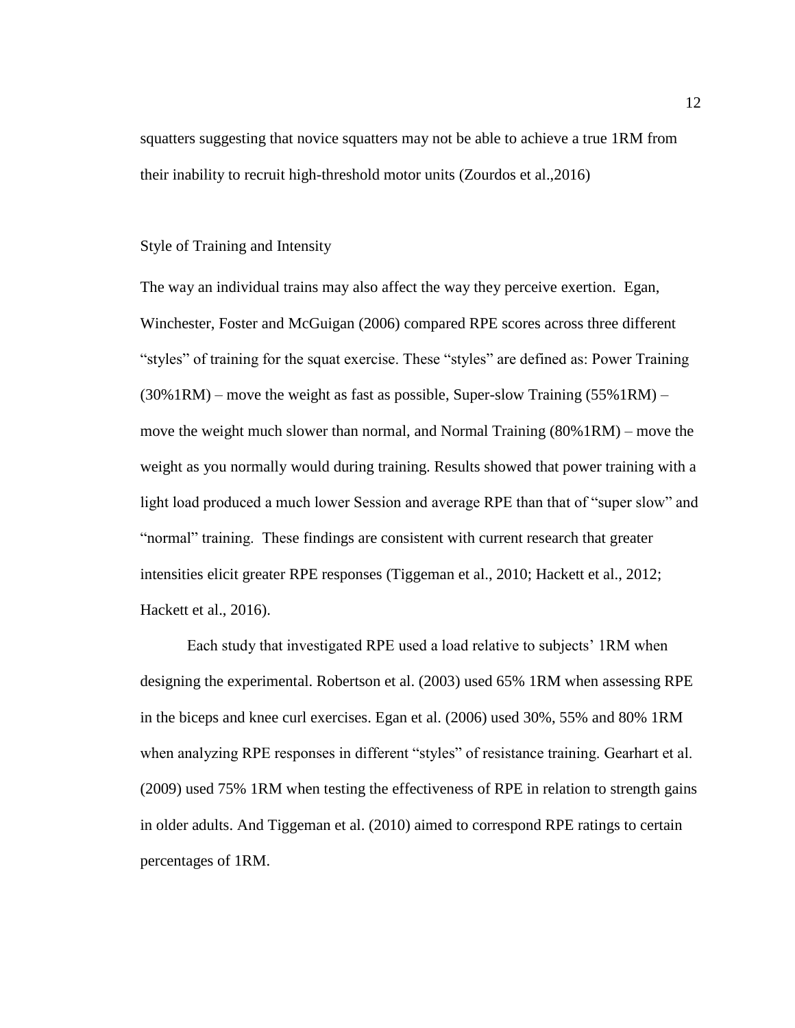squatters suggesting that novice squatters may not be able to achieve a true 1RM from their inability to recruit high-threshold motor units (Zourdos et al.,2016)

## Style of Training and Intensity

The way an individual trains may also affect the way they perceive exertion. Egan, Winchester, Foster and McGuigan (2006) compared RPE scores across three different "styles" of training for the squat exercise. These "styles" are defined as: Power Training (30%1RM) – move the weight as fast as possible, Super-slow Training (55%1RM) – move the weight much slower than normal, and Normal Training (80%1RM) – move the weight as you normally would during training. Results showed that power training with a light load produced a much lower Session and average RPE than that of "super slow" and "normal" training. These findings are consistent with current research that greater intensities elicit greater RPE responses (Tiggeman et al., 2010; Hackett et al., 2012; Hackett et al., 2016).

Each study that investigated RPE used a load relative to subjects' 1RM when designing the experimental. Robertson et al. (2003) used 65% 1RM when assessing RPE in the biceps and knee curl exercises. Egan et al. (2006) used 30%, 55% and 80% 1RM when analyzing RPE responses in different "styles" of resistance training. Gearhart et al. (2009) used 75% 1RM when testing the effectiveness of RPE in relation to strength gains in older adults. And Tiggeman et al. (2010) aimed to correspond RPE ratings to certain percentages of 1RM.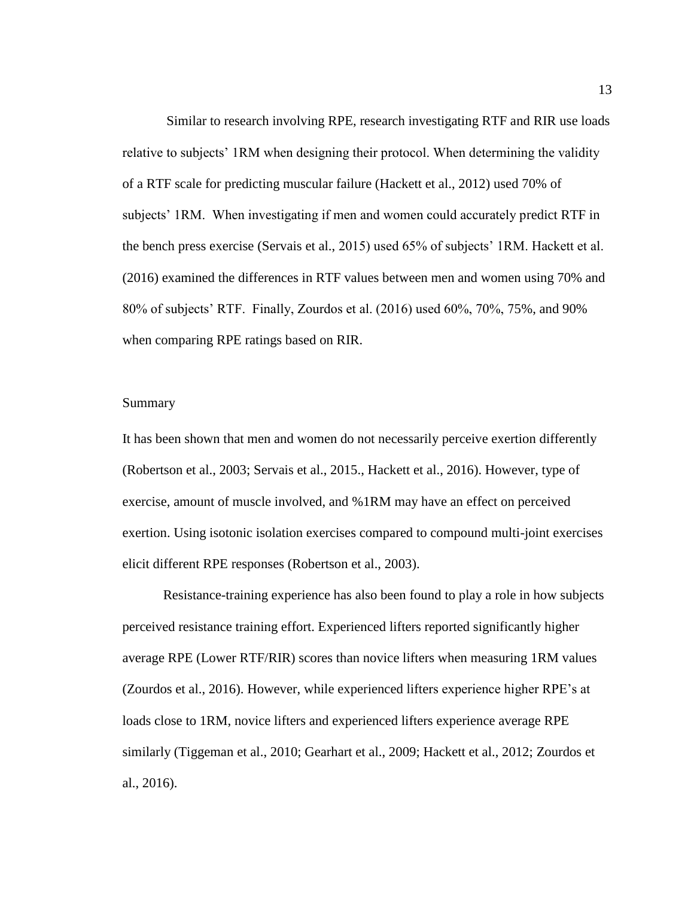Similar to research involving RPE, research investigating RTF and RIR use loads relative to subjects' 1RM when designing their protocol. When determining the validity of a RTF scale for predicting muscular failure (Hackett et al., 2012) used 70% of subjects' 1RM. When investigating if men and women could accurately predict RTF in the bench press exercise (Servais et al., 2015) used 65% of subjects' 1RM. Hackett et al. (2016) examined the differences in RTF values between men and women using 70% and 80% of subjects' RTF. Finally, Zourdos et al. (2016) used 60%, 70%, 75%, and 90% when comparing RPE ratings based on RIR.

## Summary

It has been shown that men and women do not necessarily perceive exertion differently (Robertson et al., 2003; Servais et al., 2015., Hackett et al., 2016). However, type of exercise, amount of muscle involved, and %1RM may have an effect on perceived exertion. Using isotonic isolation exercises compared to compound multi-joint exercises elicit different RPE responses (Robertson et al., 2003).

Resistance-training experience has also been found to play a role in how subjects perceived resistance training effort. Experienced lifters reported significantly higher average RPE (Lower RTF/RIR) scores than novice lifters when measuring 1RM values (Zourdos et al., 2016). However, while experienced lifters experience higher RPE's at loads close to 1RM, novice lifters and experienced lifters experience average RPE similarly (Tiggeman et al., 2010; Gearhart et al., 2009; Hackett et al., 2012; Zourdos et al., 2016).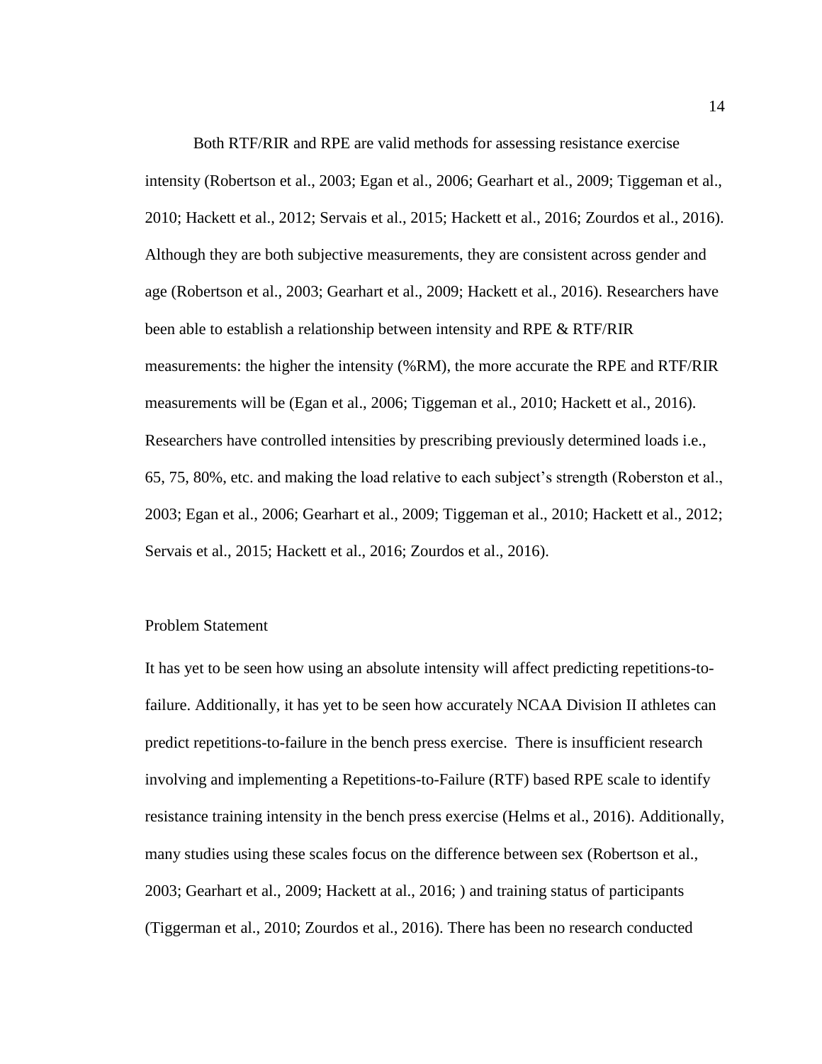Both RTF/RIR and RPE are valid methods for assessing resistance exercise intensity (Robertson et al., 2003; Egan et al., 2006; Gearhart et al., 2009; Tiggeman et al., 2010; Hackett et al., 2012; Servais et al., 2015; Hackett et al., 2016; Zourdos et al., 2016). Although they are both subjective measurements, they are consistent across gender and age (Robertson et al., 2003; Gearhart et al., 2009; Hackett et al., 2016). Researchers have been able to establish a relationship between intensity and RPE & RTF/RIR measurements: the higher the intensity (%RM), the more accurate the RPE and RTF/RIR measurements will be (Egan et al., 2006; Tiggeman et al., 2010; Hackett et al., 2016). Researchers have controlled intensities by prescribing previously determined loads i.e., 65, 75, 80%, etc. and making the load relative to each subject's strength (Roberston et al., 2003; Egan et al., 2006; Gearhart et al., 2009; Tiggeman et al., 2010; Hackett et al., 2012; Servais et al., 2015; Hackett et al., 2016; Zourdos et al., 2016).

## Problem Statement

It has yet to be seen how using an absolute intensity will affect predicting repetitions-to-failure. Additionally, it has yet to be seen how accurately NCAA Division II athletes can predict repetitions-to-failure in the bench press exercise. There is insufficient research involving and implementing a Repetitions-to-Failure (RTF) based RPE scale to identify resistance training intensity in the bench press exercise (Helms et al., 2016). Additionally, many studies using these scales focus on the difference between sex (Robertson et al., 2003; Gearhart et al., 2009; Hackett at al., 2016; ) and training status of participants (Tiggerman et al., 2010; Zourdos et al., 2016). There has been no research conducted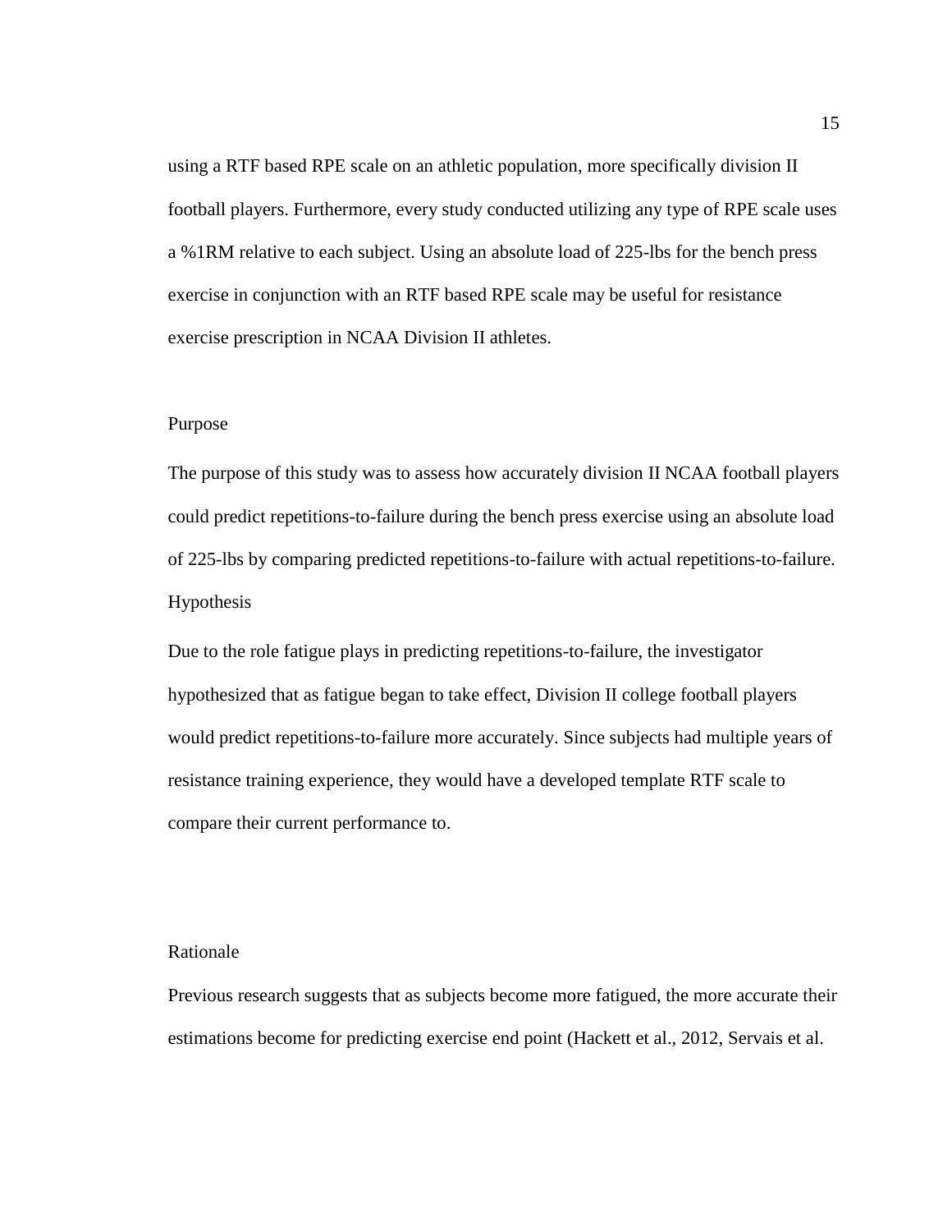using a RTF based RPE scale on an athletic population, more specifically division II football players. Furthermore, every study conducted utilizing any type of RPE scale uses a %1RM relative to each subject. Using an absolute load of 225-lbs for the bench press exercise in conjunction with an RTF based RPE scale may be useful for resistance exercise prescription in NCAA Division II athletes.

## Purpose

The purpose of this study was to assess how accurately division II NCAA football players could predict repetitions-to-failure during the bench press exercise using an absolute load of 225-lbs by comparing predicted repetitions-to-failure with actual repetitions-to-failure.

## Hypothesis

Due to the role fatigue plays in predicting repetitions-to-failure, the investigator hypothesized that as fatigue began to take effect, Division II college football players would predict repetitions-to-failure more accurately. Since subjects had multiple years of resistance training experience, they would have a developed template RTF scale to compare their current performance to.

## Rationale

Previous research suggests that as subjects become more fatigued, the more accurate their estimations become for predicting exercise end point (Hackett et al., 2012, Servais et al.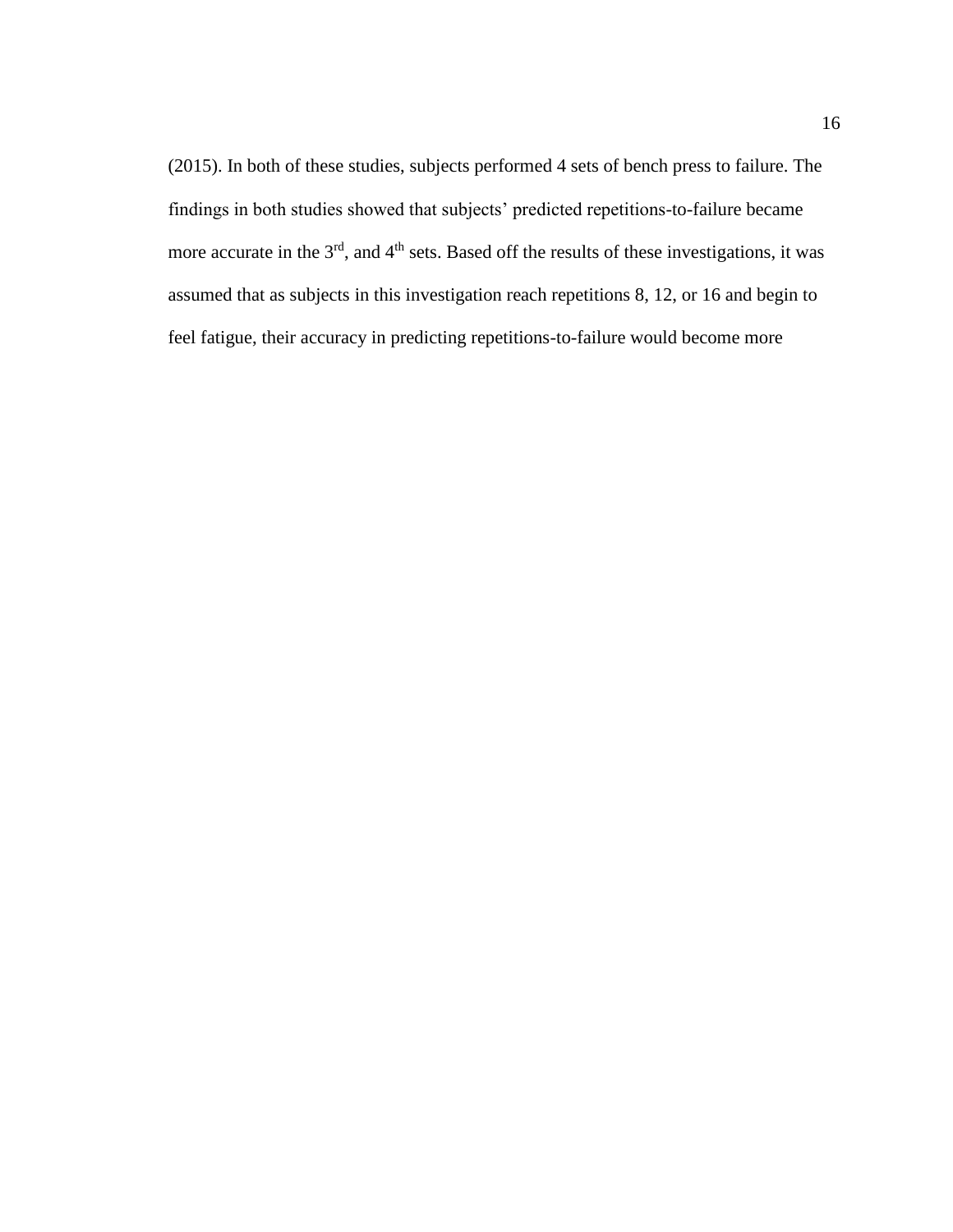(2015). In both of these studies, subjects performed 4 sets of bench press to failure. The findings in both studies showed that subjects' predicted repetitions-to-failure became more accurate in the 3rd, and 4th sets. Based off the results of these investigations, it was assumed that as subjects in this investigation reach repetitions 8, 12, or 16 and begin to feel fatigue, their accuracy in predicting repetitions-to-failure would become more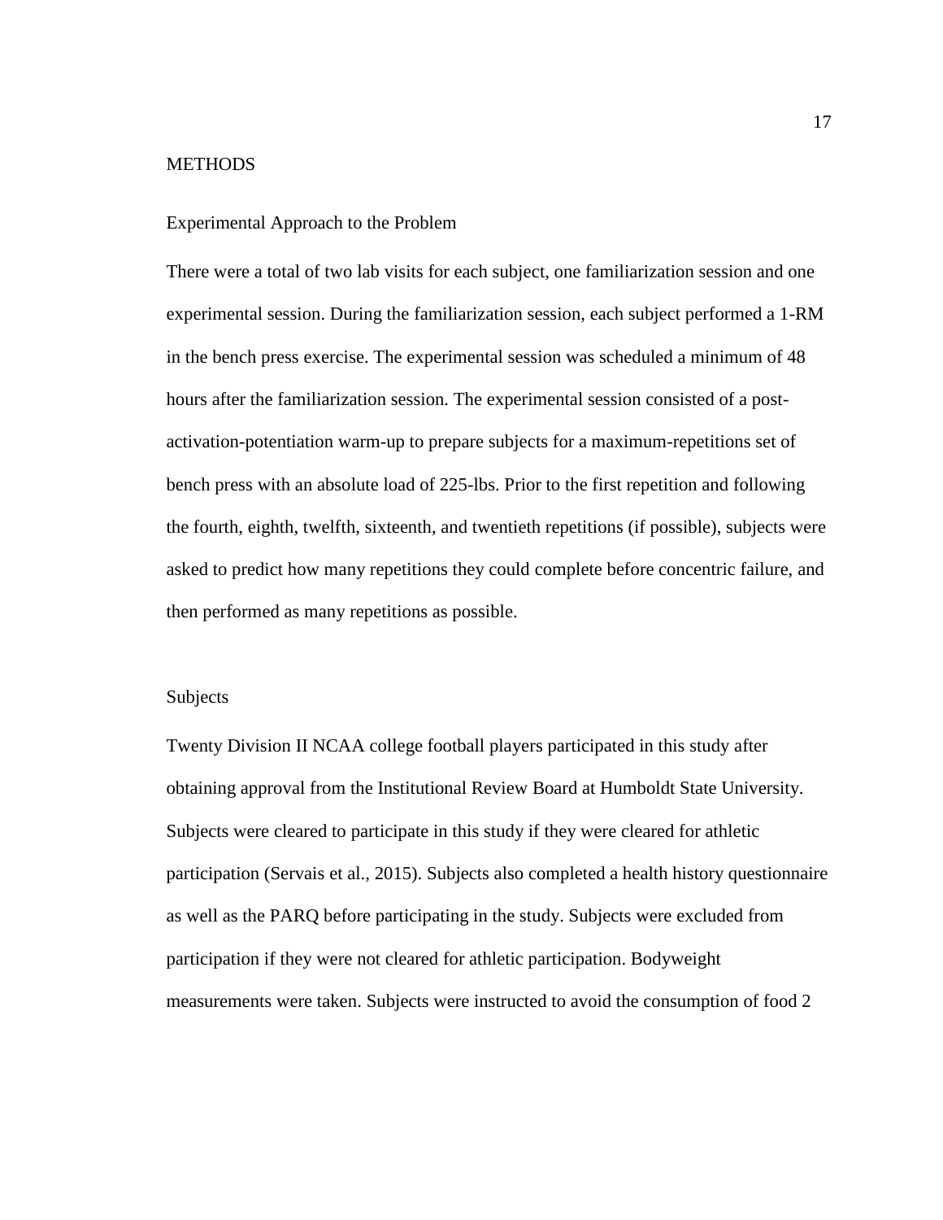# METHODS

## Experimental Approach to the Problem

There were a total of two lab visits for each subject, one familiarization session and one experimental session. During the familiarization session, each subject performed a 1-RM in the bench press exercise. The experimental session was scheduled a minimum of 48 hours after the familiarization session. The experimental session consisted of a post-activation-potentiation warm-up to prepare subjects for a maximum-repetitions set of bench press with an absolute load of 225-lbs. Prior to the first repetition and following the fourth, eighth, twelfth, sixteenth, and twentieth repetitions (if possible), subjects were asked to predict how many repetitions they could complete before concentric failure, and then performed as many repetitions as possible.

## Subjects

Twenty Division II NCAA college football players participated in this study after obtaining approval from the Institutional Review Board at Humboldt State University. Subjects were cleared to participate in this study if they were cleared for athletic participation (Servais et al., 2015). Subjects also completed a health history questionnaire as well as the PARQ before participating in the study. Subjects were excluded from participation if they were not cleared for athletic participation. Bodyweight measurements were taken. Subjects were instructed to avoid the consumption of food 2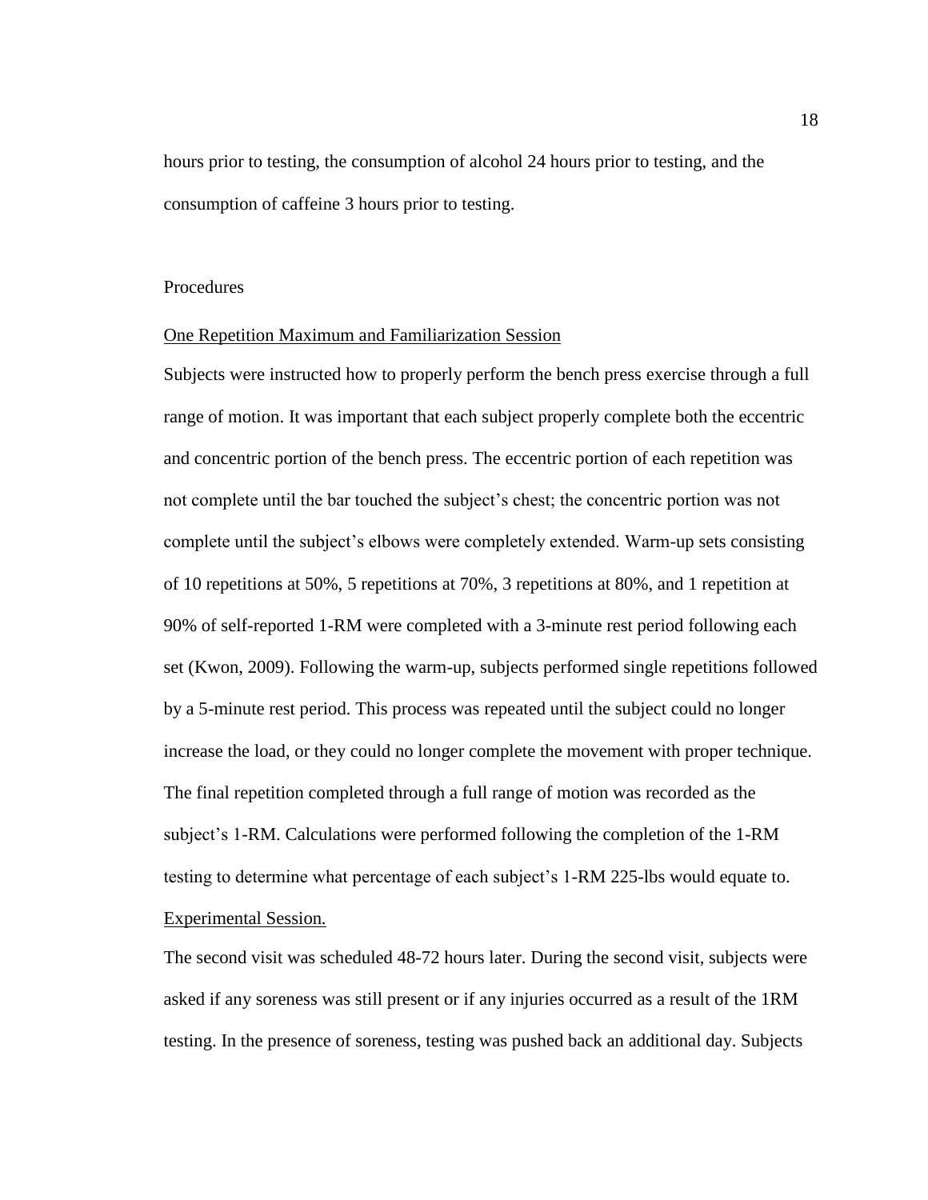hours prior to testing, the consumption of alcohol 24 hours prior to testing, and the consumption of caffeine 3 hours prior to testing.

## Procedures

### One Repetition Maximum and Familiarization Session

Subjects were instructed how to properly perform the bench press exercise through a full range of motion. It was important that each subject properly complete both the eccentric and concentric portion of the bench press. The eccentric portion of each repetition was not complete until the bar touched the subject's chest; the concentric portion was not complete until the subject's elbows were completely extended. Warm-up sets consisting of 10 repetitions at 50%, 5 repetitions at 70%, 3 repetitions at 80%, and 1 repetition at 90% of self-reported 1-RM were completed with a 3-minute rest period following each set (Kwon, 2009). Following the warm-up, subjects performed single repetitions followed by a 5-minute rest period. This process was repeated until the subject could no longer increase the load, or they could no longer complete the movement with proper technique. The final repetition completed through a full range of motion was recorded as the subject's 1-RM. Calculations were performed following the completion of the 1-RM testing to determine what percentage of each subject's 1-RM 225-lbs would equate to.

### Experimental Session.

The second visit was scheduled 48-72 hours later. During the second visit, subjects were asked if any soreness was still present or if any injuries occurred as a result of the 1RM testing. In the presence of soreness, testing was pushed back an additional day. Subjects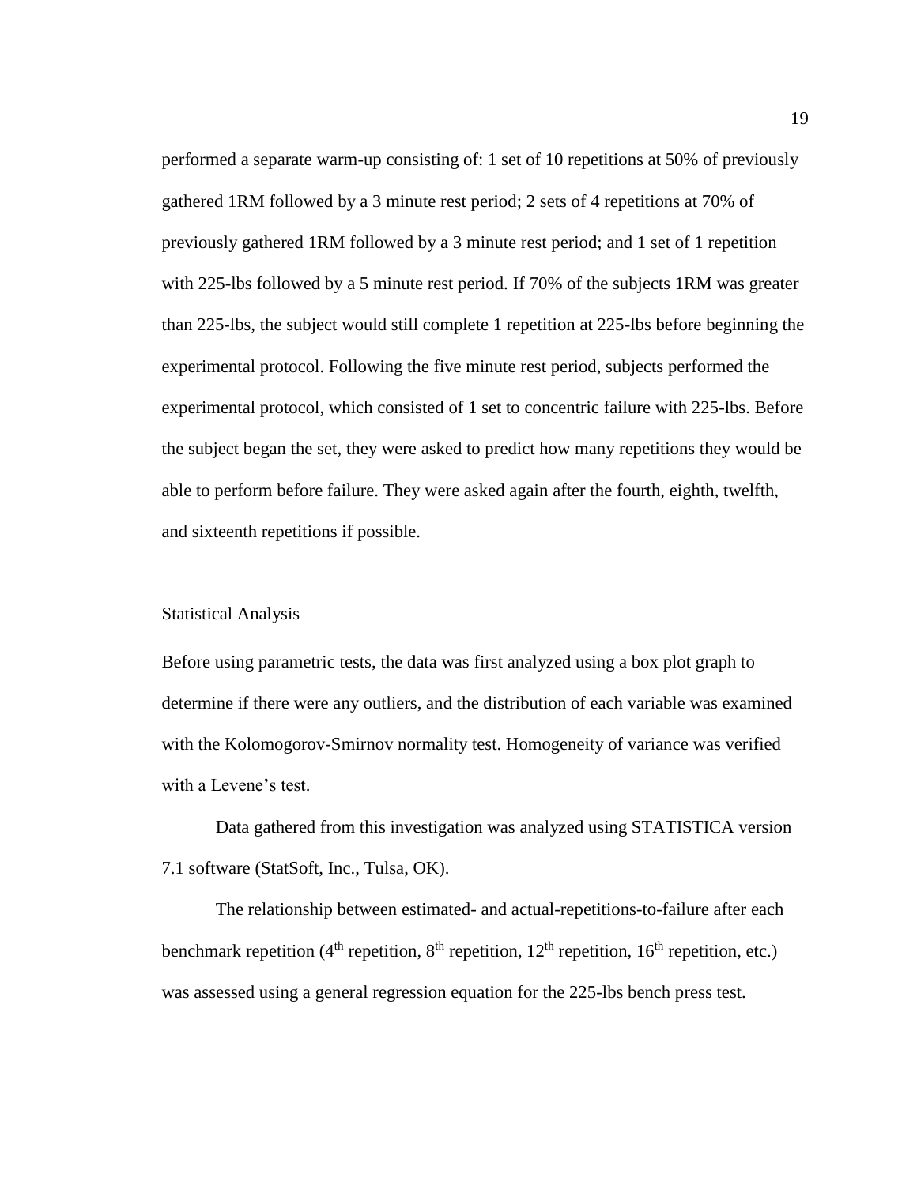performed a separate warm-up consisting of: 1 set of 10 repetitions at 50% of previously gathered 1RM followed by a 3 minute rest period; 2 sets of 4 repetitions at 70% of previously gathered 1RM followed by a 3 minute rest period; and 1 set of 1 repetition with 225-lbs followed by a 5 minute rest period. If 70% of the subjects 1RM was greater than 225-lbs, the subject would still complete 1 repetition at 225-lbs before beginning the experimental protocol. Following the five minute rest period, subjects performed the experimental protocol, which consisted of 1 set to concentric failure with 225-lbs. Before the subject began the set, they were asked to predict how many repetitions they would be able to perform before failure. They were asked again after the fourth, eighth, twelfth, and sixteenth repetitions if possible.

## Statistical Analysis

Before using parametric tests, the data was first analyzed using a box plot graph to determine if there were any outliers, and the distribution of each variable was examined with the Kolomogorov-Smirnov normality test. Homogeneity of variance was verified with a Levene's test.

Data gathered from this investigation was analyzed using STATISTICA version 7.1 software (StatSoft, Inc., Tulsa, OK).

The relationship between estimated- and actual-repetitions-to-failure after each benchmark repetition ($4^{th}$ repetition, $8^{th}$ repetition, $12^{th}$ repetition, $16^{th}$ repetition, etc.) was assessed using a general regression equation for the 225-lbs bench press test.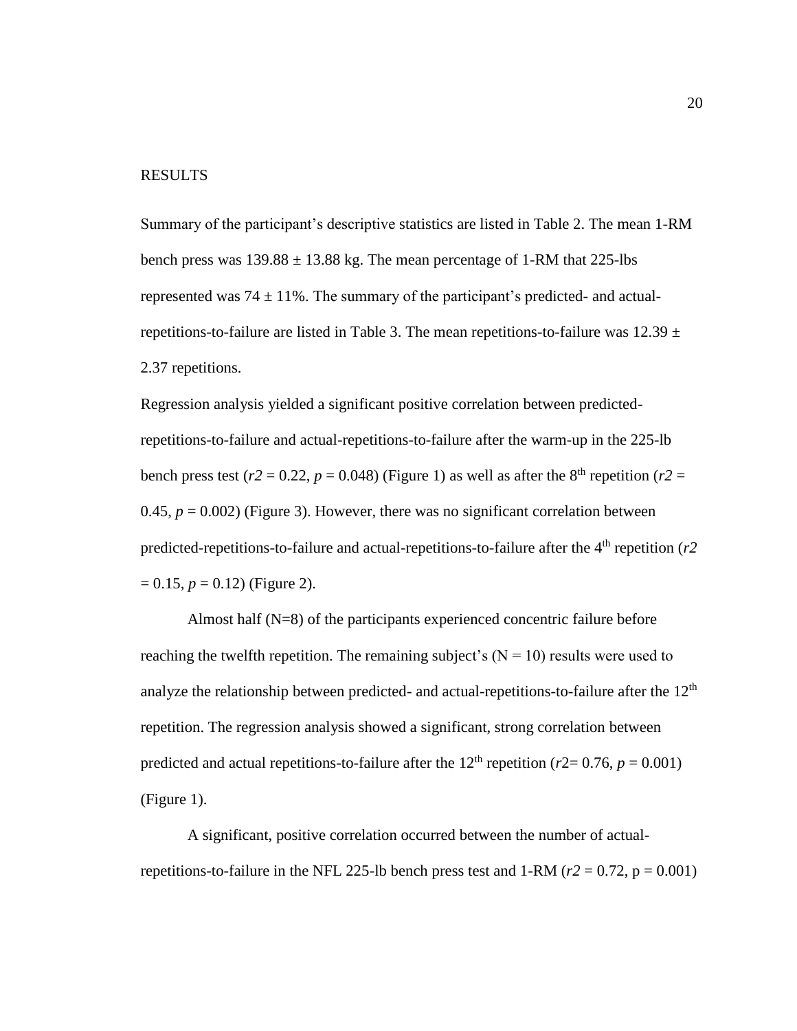# RESULTS

Summary of the participant's descriptive statistics are listed in Table 2. The mean 1-RM bench press was $139.88 \pm 13.88$ kg. The mean percentage of 1-RM that 225-lbs represented was $74 \pm 11\%$. The summary of the participant's predicted- and actual-repetitions-to-failure are listed in Table 3. The mean repetitions-to-failure was $12.39 \pm 2.37$ repetitions.

Regression analysis yielded a significant positive correlation between predicted-repetitions-to-failure and actual-repetitions-to-failure after the warm-up in the 225-lb bench press test ($r2 = 0.22$, $p = 0.048$) (Figure 1) as well as after the 8th repetition ($r2 = 0.45$, $p = 0.002$) (Figure 3). However, there was no significant correlation between predicted-repetitions-to-failure and actual-repetitions-to-failure after the 4th repetition ($r2 = 0.15$, $p = 0.12$) (Figure 2).

Almost half (N=8) of the participants experienced concentric failure before reaching the twelfth repetition. The remaining subject's (N = 10) results were used to analyze the relationship between predicted- and actual-repetitions-to-failure after the 12th repetition. The regression analysis showed a significant, strong correlation between predicted and actual repetitions-to-failure after the 12th repetition ($r2 = 0.76$, $p = 0.001$) (Figure 1).

A significant, positive correlation occurred between the number of actual-repetitions-to-failure in the NFL 225-lb bench press test and 1-RM ($r2 = 0.72$, $p = 0.001$)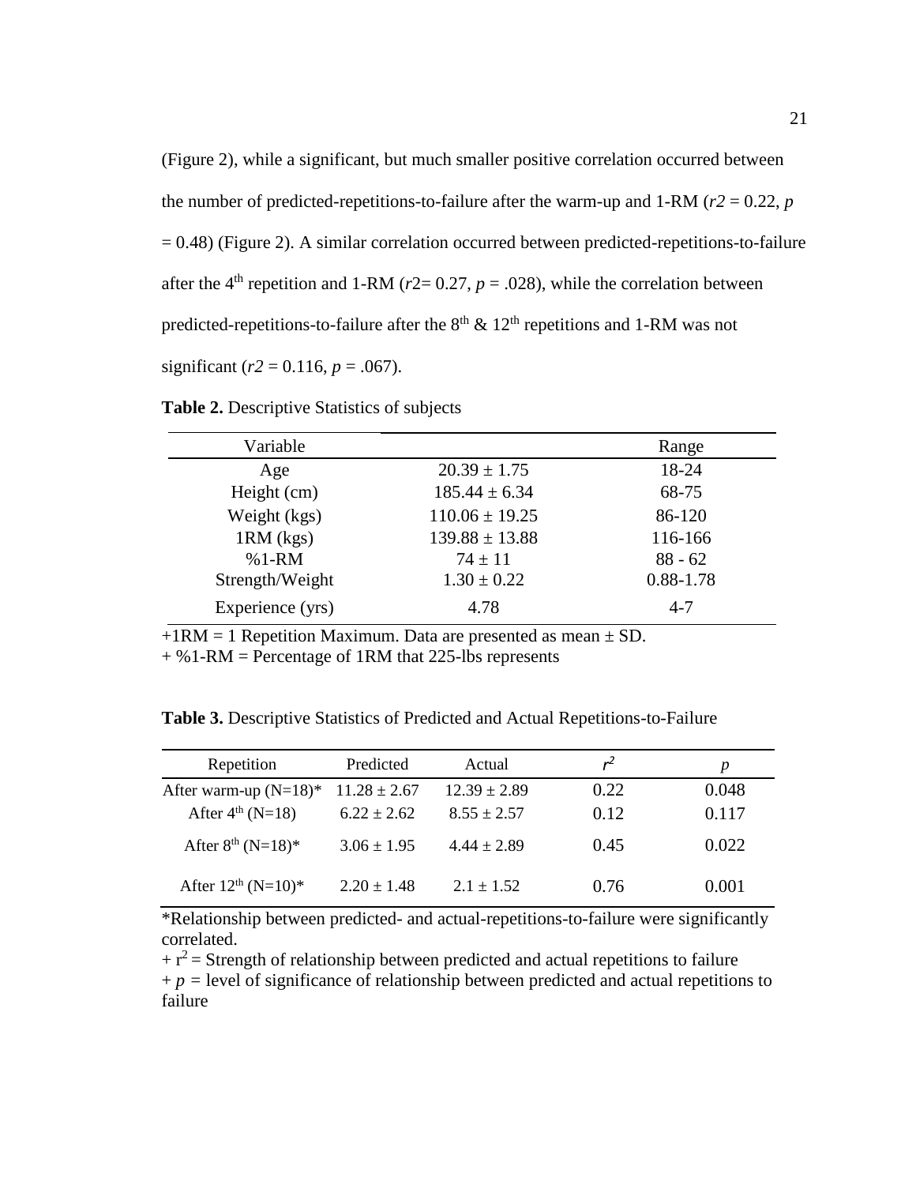(Figure 2), while a significant, but much smaller positive correlation occurred between the number of predicted-repetitions-to-failure after the warm-up and 1-RM ($r2$ = 0.22, $p$ = 0.48) (Figure 2). A similar correlation occurred between predicted-repetitions-to-failure after the 4th repetition and 1-RM ($r2$= 0.27, $p$ = .028), while the correlation between predicted-repetitions-to-failure after the 8th & 12th repetitions and 1-RM was not significant ($r2$ = 0.116, $p$ = .067).

**Table 2.** Descriptive Statistics of subjects

| Variable | | Range |
|---|---|---|
| Age | 20.39 ± 1.75 | 18-24 |
| Height (cm) | 185.44 ± 6.34 | 68-75 |
| Weight (kgs) | 110.06 ± 19.25 | 86-120 |
| 1RM (kgs) | 139.88 ± 13.88 | 116-166 |
| %1-RM | 74 ± 11 | 88 - 62 |
| Strength/Weight | 1.30 ± 0.22 | 0.88-1.78 |
| Experience (yrs) | 4.78 | 4-7 |

+1RM = 1 Repetition Maximum. Data are presented as mean ± SD.
+ %1-RM = Percentage of 1RM that 225-lbs represents

**Table 3.** Descriptive Statistics of Predicted and Actual Repetitions-to-Failure

| Repetition | Predicted | Actual | $r^2$ | $p$ |
|---|---|---|---|---|
| After warm-up (N=18)* | 11.28 ± 2.67 | 12.39 ± 2.89 | 0.22 | 0.048 |
| After 4th (N=18) | 6.22 ± 2.62 | 8.55 ± 2.57 | 0.12 | 0.117 |
| After 8th (N=18)* | 3.06 ± 1.95 | 4.44 ± 2.89 | 0.45 | 0.022 |
| After 12th (N=10)* | 2.20 ± 1.48 | 2.1 ± 1.52 | 0.76 | 0.001 |

*Relationship between predicted- and actual-repetitions-to-failure were significantly correlated.
+ $r^2$ = Strength of relationship between predicted and actual repetitions to failure
+ $p$ = level of significance of relationship between predicted and actual repetitions to failure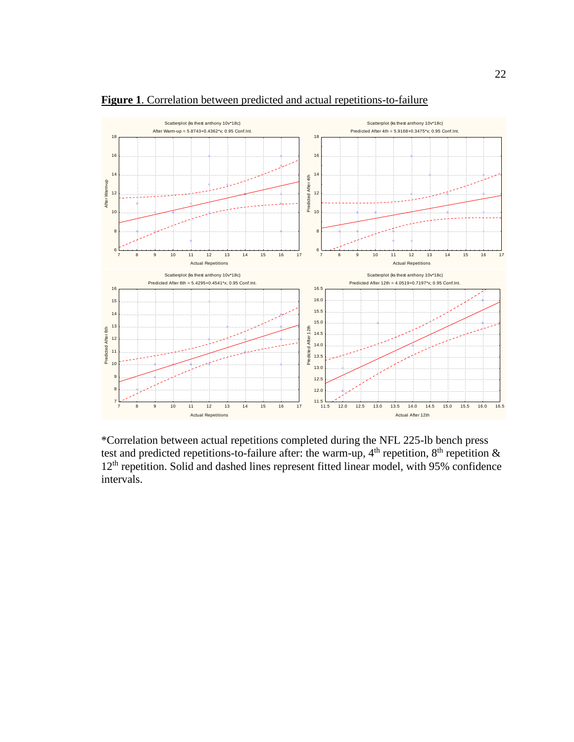**Figure 1**. Correlation between predicted and actual repetitions-to-failure

*Correlation between actual repetitions completed during the NFL 225-lb bench press test and predicted repetitions-to-failure after: the warm-up, 4th repetition, 8th repetition & 12th repetition. Solid and dashed lines represent fitted linear model, with 95% confidence intervals.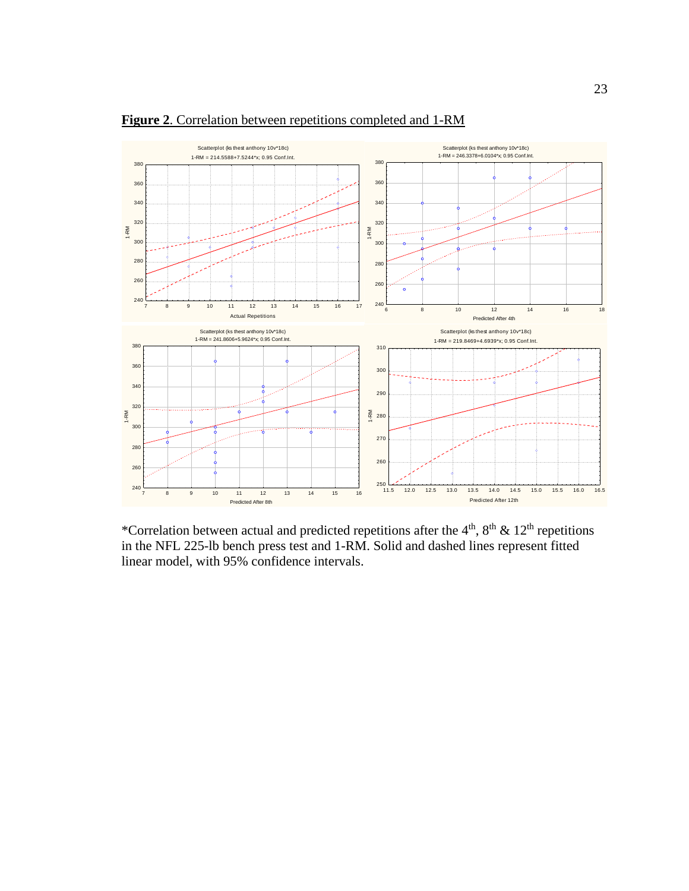**Figure 2**. Correlation between repetitions completed and 1-RM

*Correlation between actual and predicted repetitions after the 4th, 8th & 12th repetitions in the NFL 225-lb bench press test and 1-RM. Solid and dashed lines represent fitted linear model, with 95% confidence intervals.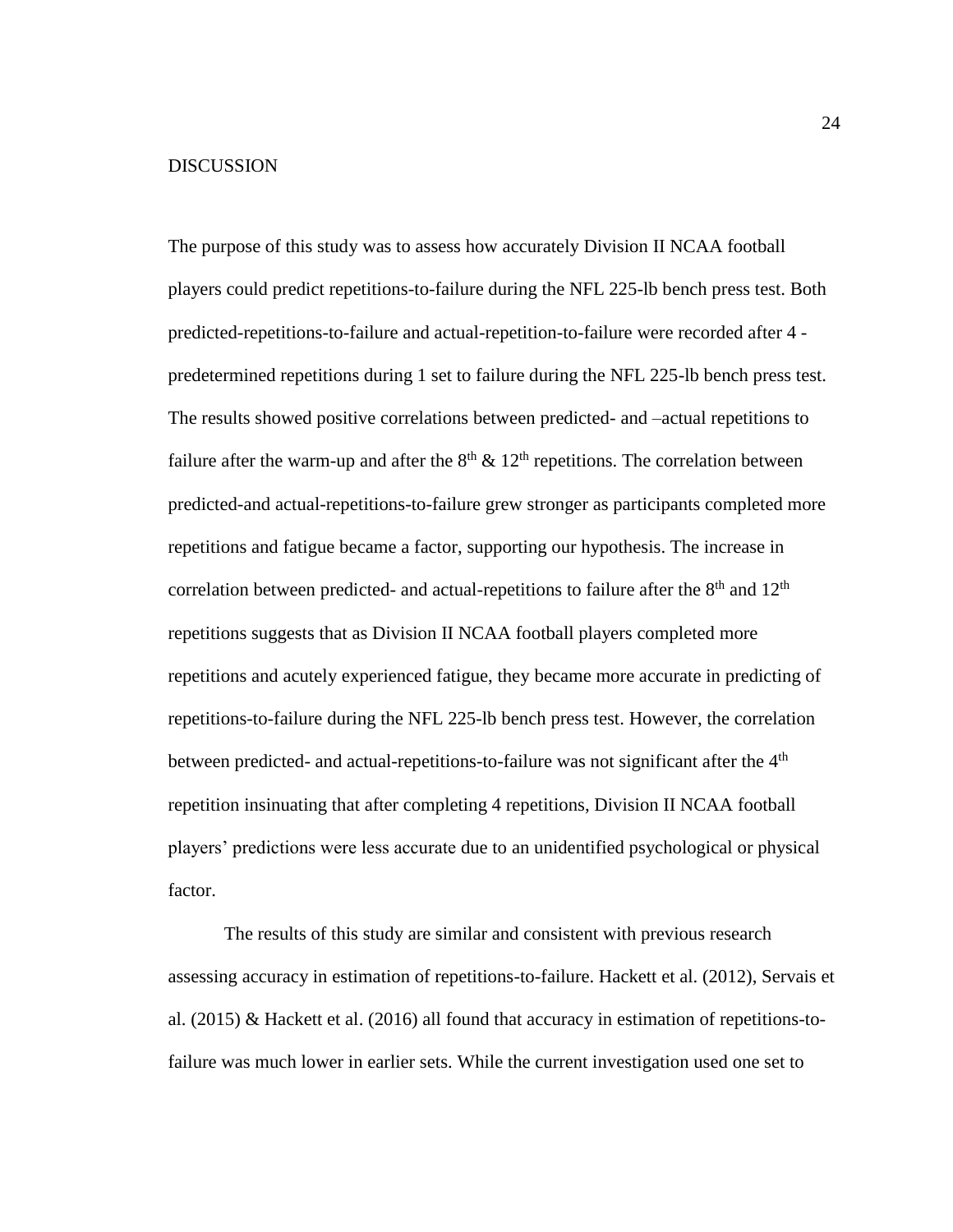# DISCUSSION

The purpose of this study was to assess how accurately Division II NCAA football players could predict repetitions-to-failure during the NFL 225-lb bench press test. Both predicted-repetitions-to-failure and actual-repetition-to-failure were recorded after 4 - predetermined repetitions during 1 set to failure during the NFL 225-lb bench press test. The results showed positive correlations between predicted- and –actual repetitions to failure after the warm-up and after the $8^{th}$ & $12^{th}$ repetitions. The correlation between predicted-and actual-repetitions-to-failure grew stronger as participants completed more repetitions and fatigue became a factor, supporting our hypothesis. The increase in correlation between predicted- and actual-repetitions to failure after the $8^{th}$ and $12^{th}$ repetitions suggests that as Division II NCAA football players completed more repetitions and acutely experienced fatigue, they became more accurate in predicting of repetitions-to-failure during the NFL 225-lb bench press test. However, the correlation between predicted- and actual-repetitions-to-failure was not significant after the $4^{th}$ repetition insinuating that after completing 4 repetitions, Division II NCAA football players' predictions were less accurate due to an unidentified psychological or physical factor.

The results of this study are similar and consistent with previous research assessing accuracy in estimation of repetitions-to-failure. Hackett et al. (2012), Servais et al. (2015) & Hackett et al. (2016) all found that accuracy in estimation of repetitions-to-failure was much lower in earlier sets. While the current investigation used one set to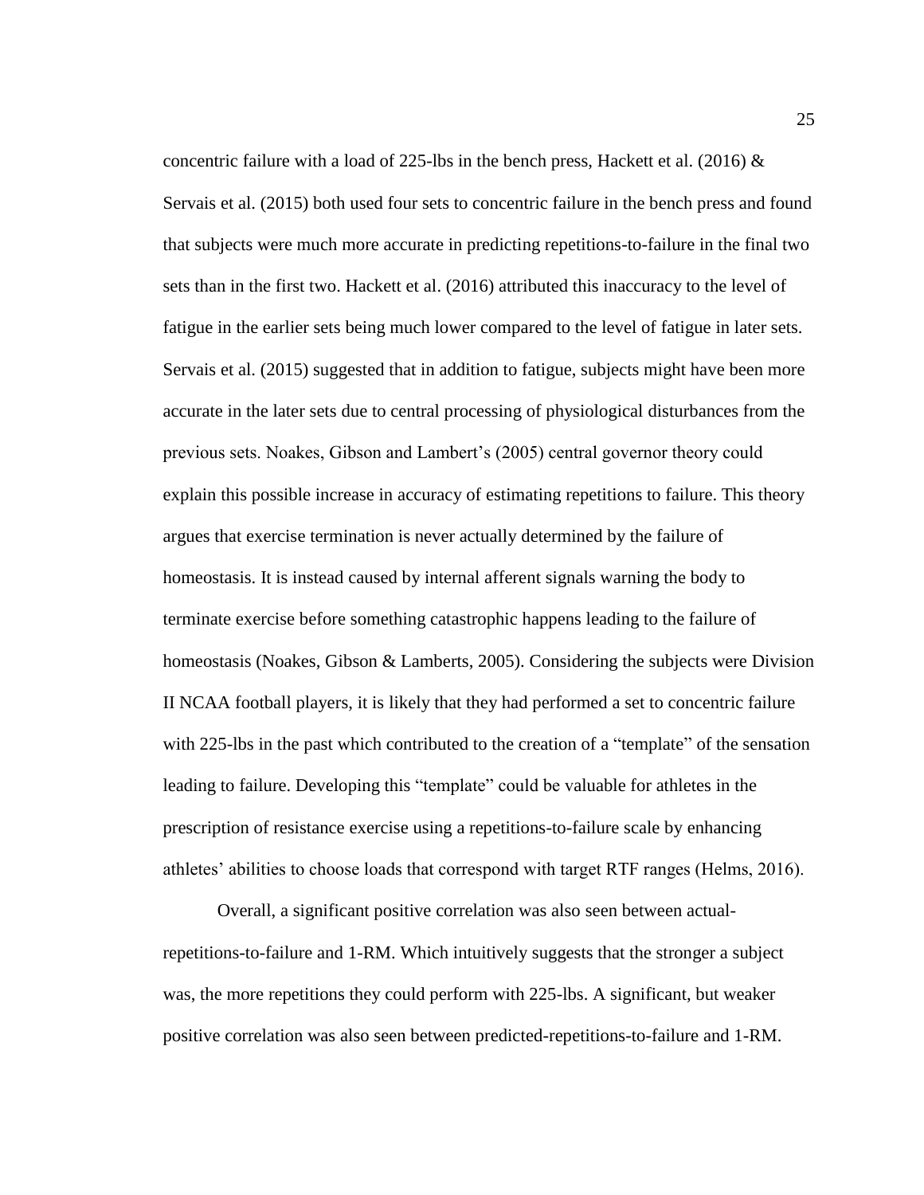concentric failure with a load of 225-lbs in the bench press, Hackett et al. (2016) & Servais et al. (2015) both used four sets to concentric failure in the bench press and found that subjects were much more accurate in predicting repetitions-to-failure in the final two sets than in the first two. Hackett et al. (2016) attributed this inaccuracy to the level of fatigue in the earlier sets being much lower compared to the level of fatigue in later sets. Servais et al. (2015) suggested that in addition to fatigue, subjects might have been more accurate in the later sets due to central processing of physiological disturbances from the previous sets. Noakes, Gibson and Lambert's (2005) central governor theory could explain this possible increase in accuracy of estimating repetitions to failure. This theory argues that exercise termination is never actually determined by the failure of homeostasis. It is instead caused by internal afferent signals warning the body to terminate exercise before something catastrophic happens leading to the failure of homeostasis (Noakes, Gibson & Lamberts, 2005). Considering the subjects were Division II NCAA football players, it is likely that they had performed a set to concentric failure with 225-lbs in the past which contributed to the creation of a "template" of the sensation leading to failure. Developing this "template" could be valuable for athletes in the prescription of resistance exercise using a repetitions-to-failure scale by enhancing athletes' abilities to choose loads that correspond with target RTF ranges (Helms, 2016).

Overall, a significant positive correlation was also seen between actual-repetitions-to-failure and 1-RM. Which intuitively suggests that the stronger a subject was, the more repetitions they could perform with 225-lbs. A significant, but weaker positive correlation was also seen between predicted-repetitions-to-failure and 1-RM.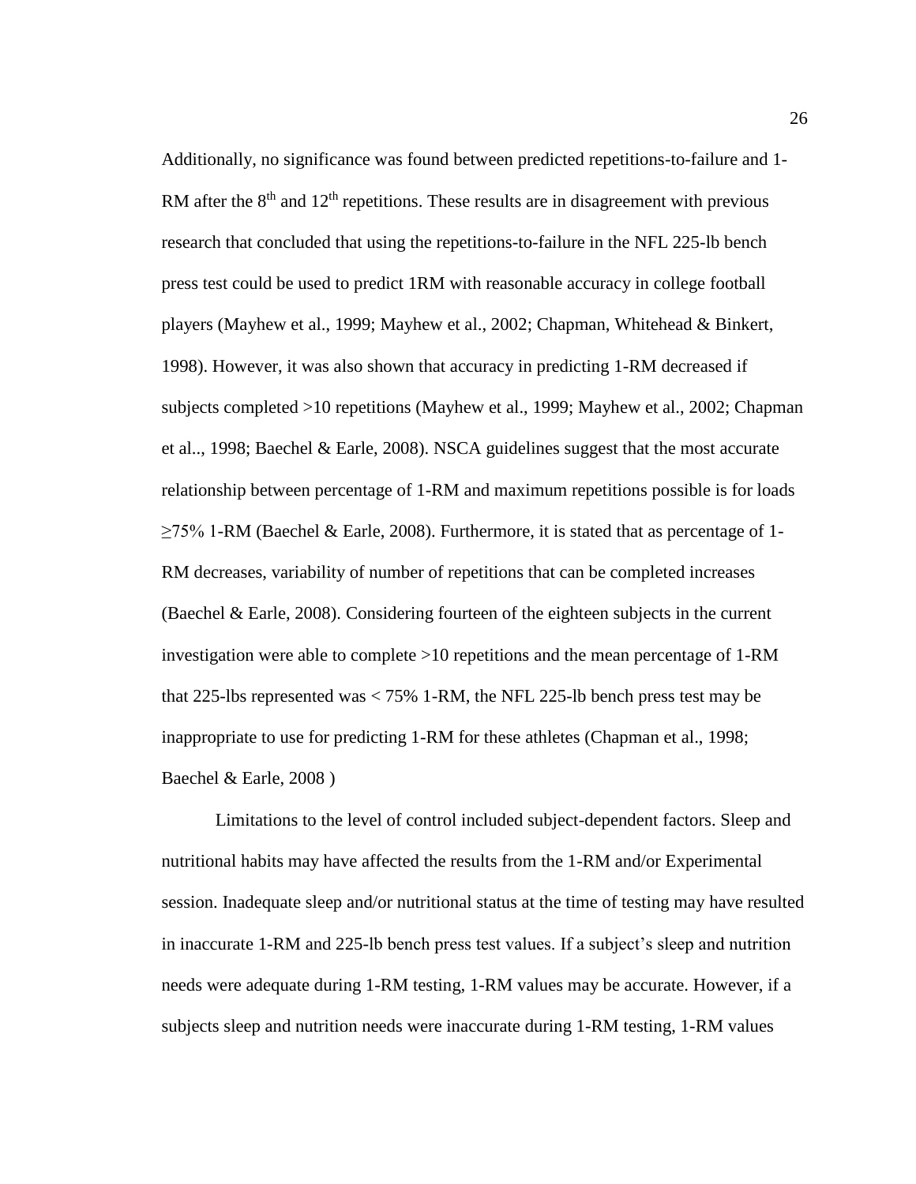Additionally, no significance was found between predicted repetitions-to-failure and 1-RM after the $8^{th}$ and $12^{th}$ repetitions. These results are in disagreement with previous research that concluded that using the repetitions-to-failure in the NFL 225-lb bench press test could be used to predict 1RM with reasonable accuracy in college football players (Mayhew et al., 1999; Mayhew et al., 2002; Chapman, Whitehead & Binkert, 1998). However, it was also shown that accuracy in predicting 1-RM decreased if subjects completed >10 repetitions (Mayhew et al., 1999; Mayhew et al., 2002; Chapman et al.., 1998; Baechel & Earle, 2008). NSCA guidelines suggest that the most accurate relationship between percentage of 1-RM and maximum repetitions possible is for loads ≥75% 1-RM (Baechel & Earle, 2008). Furthermore, it is stated that as percentage of 1-RM decreases, variability of number of repetitions that can be completed increases (Baechel & Earle, 2008). Considering fourteen of the eighteen subjects in the current investigation were able to complete >10 repetitions and the mean percentage of 1-RM that 225-lbs represented was < 75% 1-RM, the NFL 225-lb bench press test may be inappropriate to use for predicting 1-RM for these athletes (Chapman et al., 1998; Baechel & Earle, 2008 )

Limitations to the level of control included subject-dependent factors. Sleep and nutritional habits may have affected the results from the 1-RM and/or Experimental session. Inadequate sleep and/or nutritional status at the time of testing may have resulted in inaccurate 1-RM and 225-lb bench press test values. If a subject's sleep and nutrition needs were adequate during 1-RM testing, 1-RM values may be accurate. However, if a subjects sleep and nutrition needs were inaccurate during 1-RM testing, 1-RM values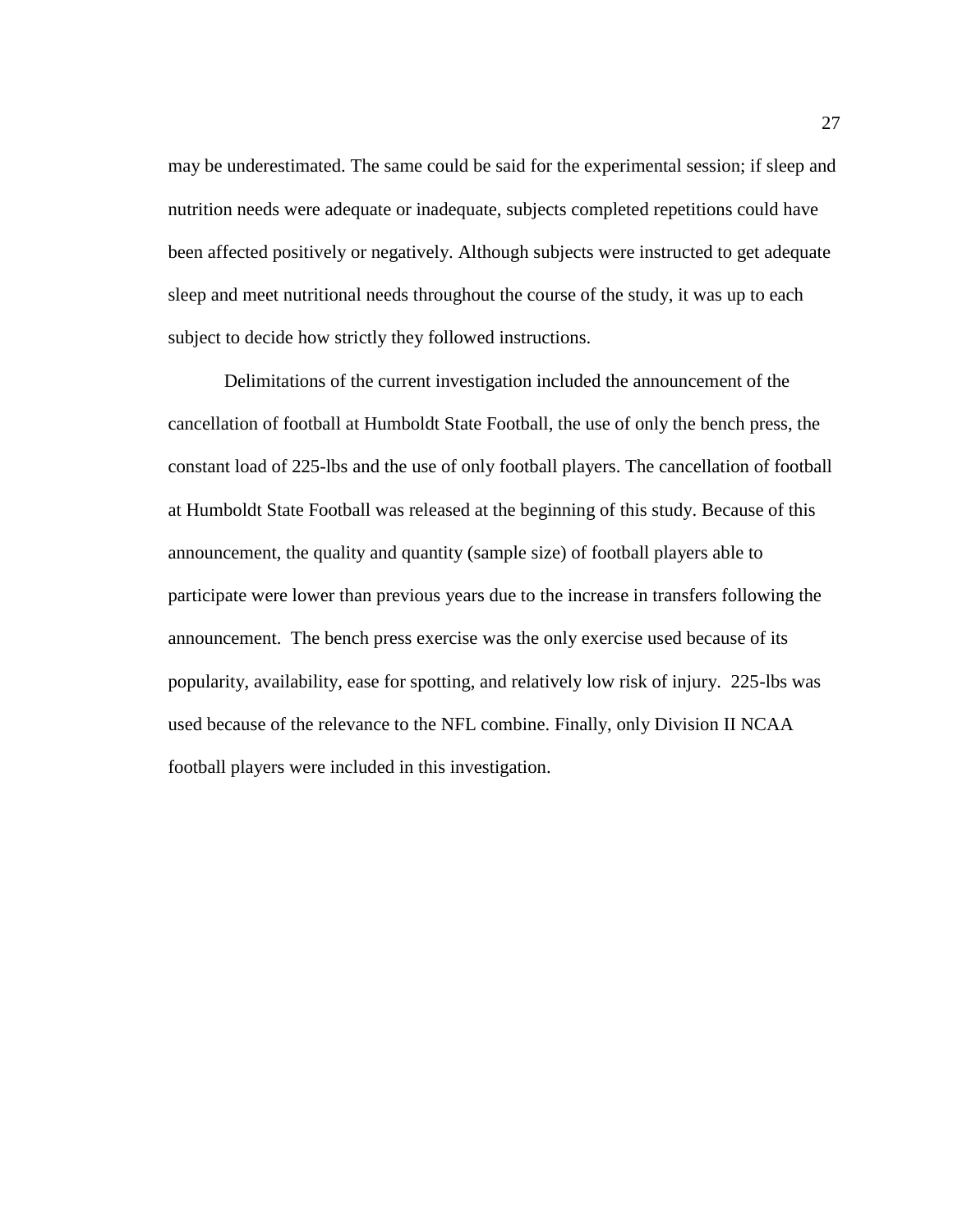may be underestimated. The same could be said for the experimental session; if sleep and nutrition needs were adequate or inadequate, subjects completed repetitions could have been affected positively or negatively. Although subjects were instructed to get adequate sleep and meet nutritional needs throughout the course of the study, it was up to each subject to decide how strictly they followed instructions.

Delimitations of the current investigation included the announcement of the cancellation of football at Humboldt State Football, the use of only the bench press, the constant load of 225-lbs and the use of only football players. The cancellation of football at Humboldt State Football was released at the beginning of this study. Because of this announcement, the quality and quantity (sample size) of football players able to participate were lower than previous years due to the increase in transfers following the announcement. The bench press exercise was the only exercise used because of its popularity, availability, ease for spotting, and relatively low risk of injury. 225-lbs was used because of the relevance to the NFL combine. Finally, only Division II NCAA football players were included in this investigation.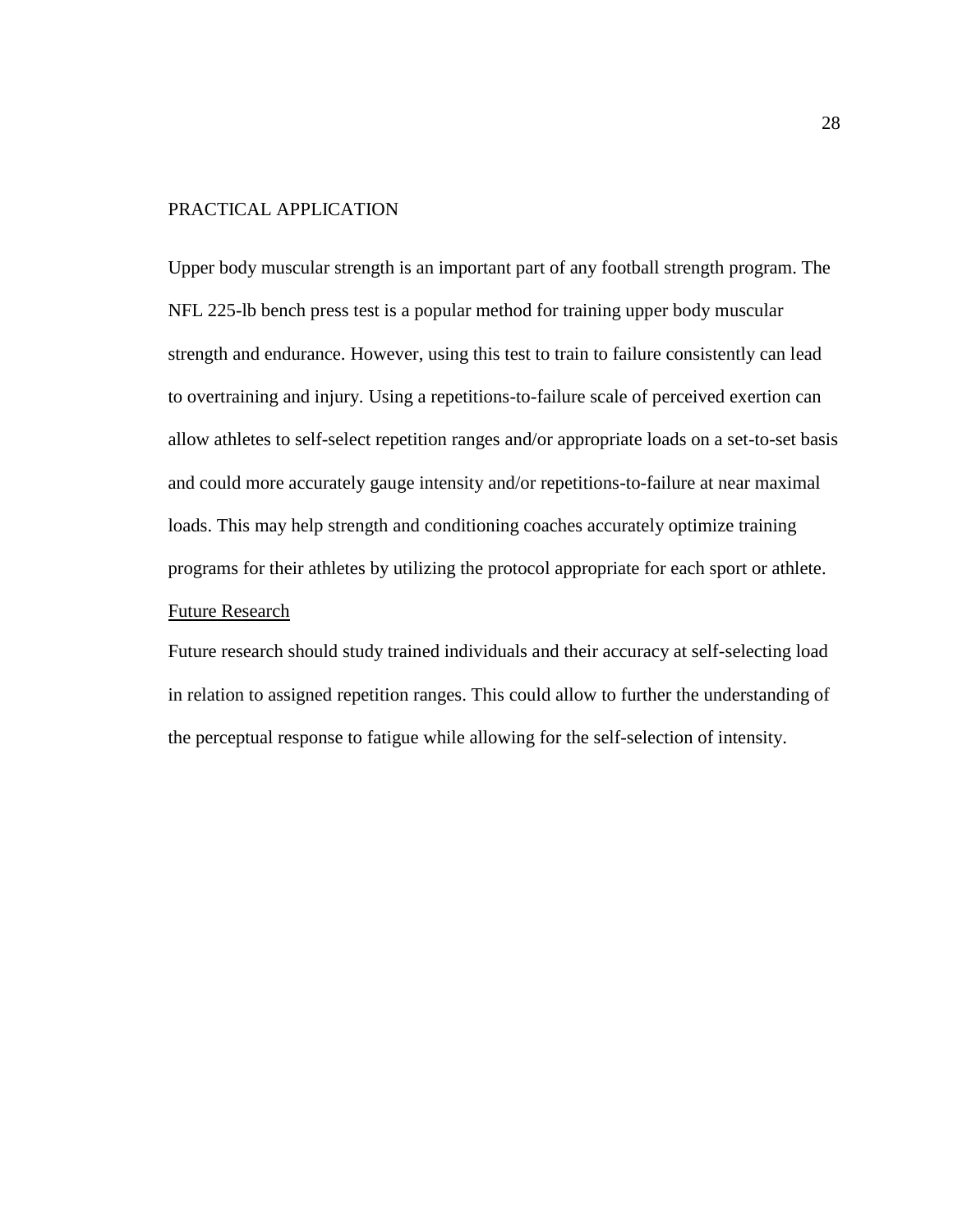## PRACTICAL APPLICATION

Upper body muscular strength is an important part of any football strength program. The NFL 225-lb bench press test is a popular method for training upper body muscular strength and endurance. However, using this test to train to failure consistently can lead to overtraining and injury. Using a repetitions-to-failure scale of perceived exertion can allow athletes to self-select repetition ranges and/or appropriate loads on a set-to-set basis and could more accurately gauge intensity and/or repetitions-to-failure at near maximal loads. This may help strength and conditioning coaches accurately optimize training programs for their athletes by utilizing the protocol appropriate for each sport or athlete.

### Future Research

Future research should study trained individuals and their accuracy at self-selecting load in relation to assigned repetition ranges. This could allow to further the understanding of the perceptual response to fatigue while allowing for the self-selection of intensity.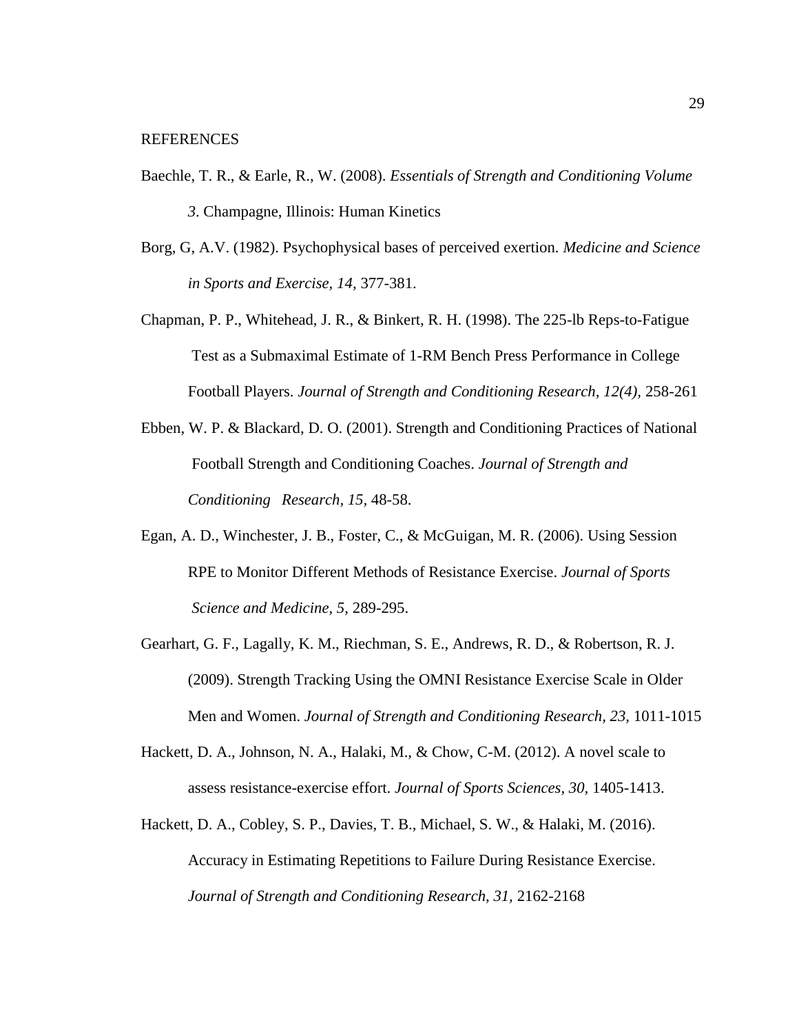REFERENCES

Baechle, T. R., & Earle, R., W. (2008). *Essentials of Strength and Conditioning Volume 3*. Champagne, Illinois: Human Kinetics

Borg, G, A.V. (1982). Psychophysical bases of perceived exertion. *Medicine and Science in Sports and Exercise, 14,* 377-381.

Chapman, P. P., Whitehead, J. R., & Binkert, R. H. (1998). The 225-lb Reps-to-Fatigue Test as a Submaximal Estimate of 1-RM Bench Press Performance in College Football Players. *Journal of Strength and Conditioning Research, 12(4),* 258-261

Ebben, W. P. & Blackard, D. O. (2001). Strength and Conditioning Practices of National Football Strength and Conditioning Coaches. *Journal of Strength and Conditioning Research, 15*, 48-58.

Egan, A. D., Winchester, J. B., Foster, C., & McGuigan, M. R. (2006). Using Session RPE to Monitor Different Methods of Resistance Exercise. *Journal of Sports Science and Medicine, 5,* 289-295.

Gearhart, G. F., Lagally, K. M., Riechman, S. E., Andrews, R. D., & Robertson, R. J. (2009). Strength Tracking Using the OMNI Resistance Exercise Scale in Older Men and Women. *Journal of Strength and Conditioning Research, 23,* 1011-1015

Hackett, D. A., Johnson, N. A., Halaki, M., & Chow, C-M. (2012). A novel scale to assess resistance-exercise effort. *Journal of Sports Sciences, 30,* 1405-1413.

Hackett, D. A., Cobley, S. P., Davies, T. B., Michael, S. W., & Halaki, M. (2016). Accuracy in Estimating Repetitions to Failure During Resistance Exercise. *Journal of Strength and Conditioning Research, 31,* 2162-2168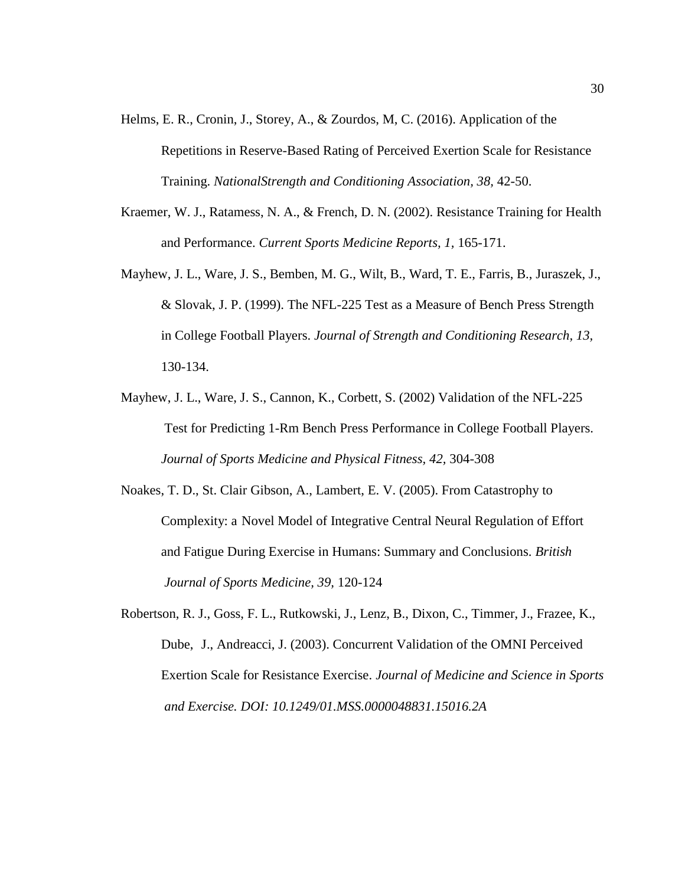Helms, E. R., Cronin, J., Storey, A., & Zourdos, M, C. (2016). Application of the Repetitions in Reserve-Based Rating of Perceived Exertion Scale for Resistance Training. *NationalStrength and Conditioning Association, 38,* 42-50.

Kraemer, W. J., Ratamess, N. A., & French, D. N. (2002). Resistance Training for Health and Performance. *Current Sports Medicine Reports, 1*, 165-171.

Mayhew, J. L., Ware, J. S., Bemben, M. G., Wilt, B., Ward, T. E., Farris, B., Juraszek, J., & Slovak, J. P. (1999). The NFL-225 Test as a Measure of Bench Press Strength in College Football Players. *Journal of Strength and Conditioning Research, 13,* 130-134.

Mayhew, J. L., Ware, J. S., Cannon, K., Corbett, S. (2002) Validation of the NFL-225 Test for Predicting 1-Rm Bench Press Performance in College Football Players. *Journal of Sports Medicine and Physical Fitness, 42,* 304-308

Noakes, T. D., St. Clair Gibson, A., Lambert, E. V. (2005). From Catastrophy to Complexity: a Novel Model of Integrative Central Neural Regulation of Effort and Fatigue During Exercise in Humans: Summary and Conclusions. *British Journal of Sports Medicine, 39,* 120-124

Robertson, R. J., Goss, F. L., Rutkowski, J., Lenz, B., Dixon, C., Timmer, J., Frazee, K., Dube, J., Andreacci, J. (2003). Concurrent Validation of the OMNI Perceived Exertion Scale for Resistance Exercise. *Journal of Medicine and Science in Sports and Exercise. DOI: 10.1249/01.MSS.0000048831.15016.2A*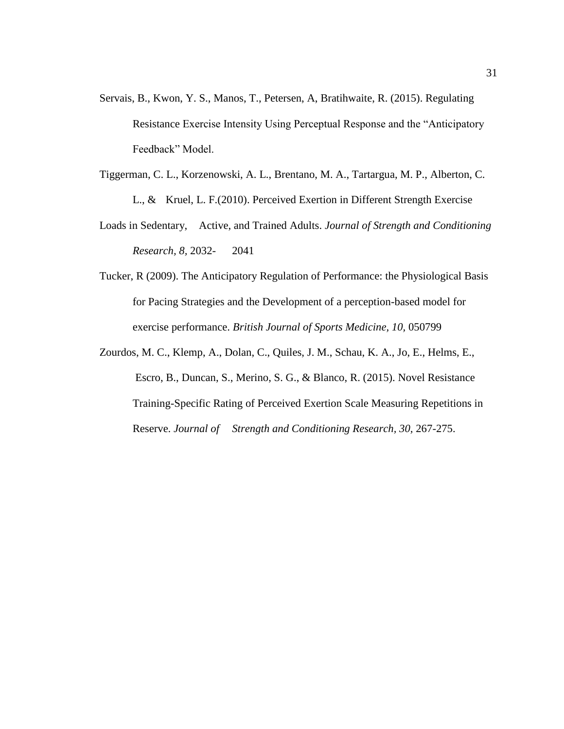Servais, B., Kwon, Y. S., Manos, T., Petersen, A, Bratihwaite, R. (2015). Regulating Resistance Exercise Intensity Using Perceptual Response and the "Anticipatory Feedback" Model.

Tiggerman, C. L., Korzenowski, A. L., Brentano, M. A., Tartargua, M. P., Alberton, C. L., & Kruel, L. F.(2010). Perceived Exertion in Different Strength Exercise Loads in Sedentary, Active, and Trained Adults. *Journal of Strength and Conditioning Research, 8,* 2032- 2041

Tucker, R (2009). The Anticipatory Regulation of Performance: the Physiological Basis for Pacing Strategies and the Development of a perception-based model for exercise performance. *British Journal of Sports Medicine, 10,* 050799

Zourdos, M. C., Klemp, A., Dolan, C., Quiles, J. M., Schau, K. A., Jo, E., Helms, E., Escro, B., Duncan, S., Merino, S. G., & Blanco, R. (2015). Novel Resistance Training-Specific Rating of Perceived Exertion Scale Measuring Repetitions in Reserve. *Journal of Strength and Conditioning Research, 30,* 267-275.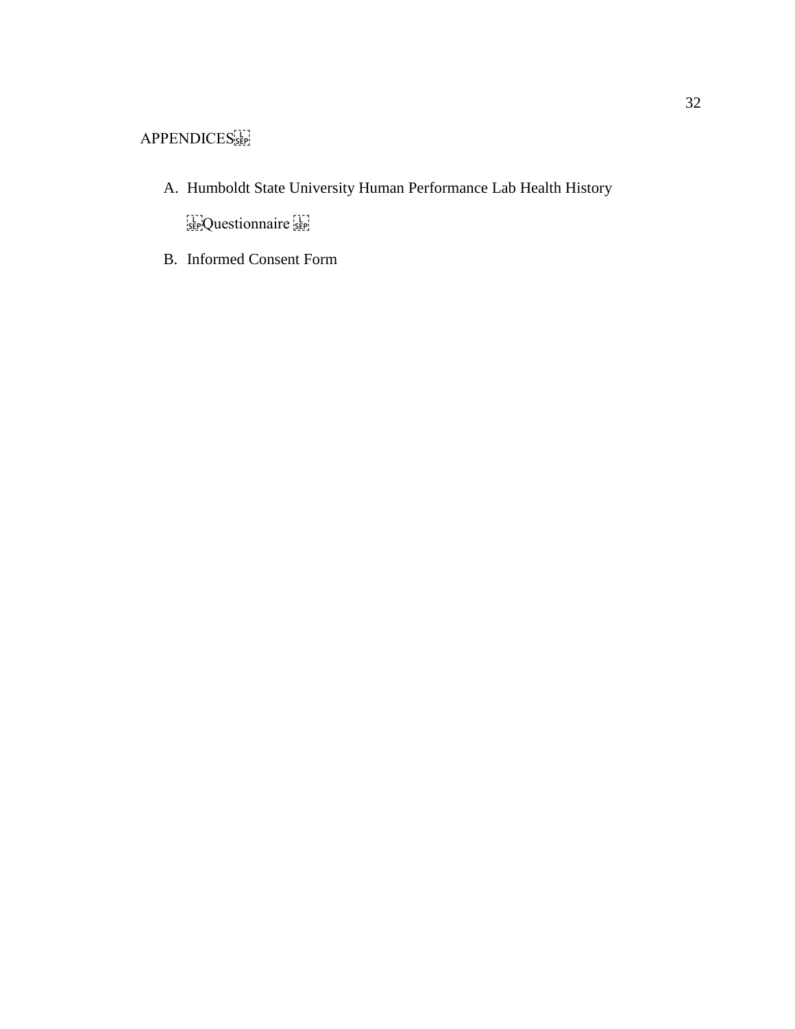# APPENDICES

A. Humboldt State University Human Performance Lab Health History Questionnaire

B. Informed Consent Form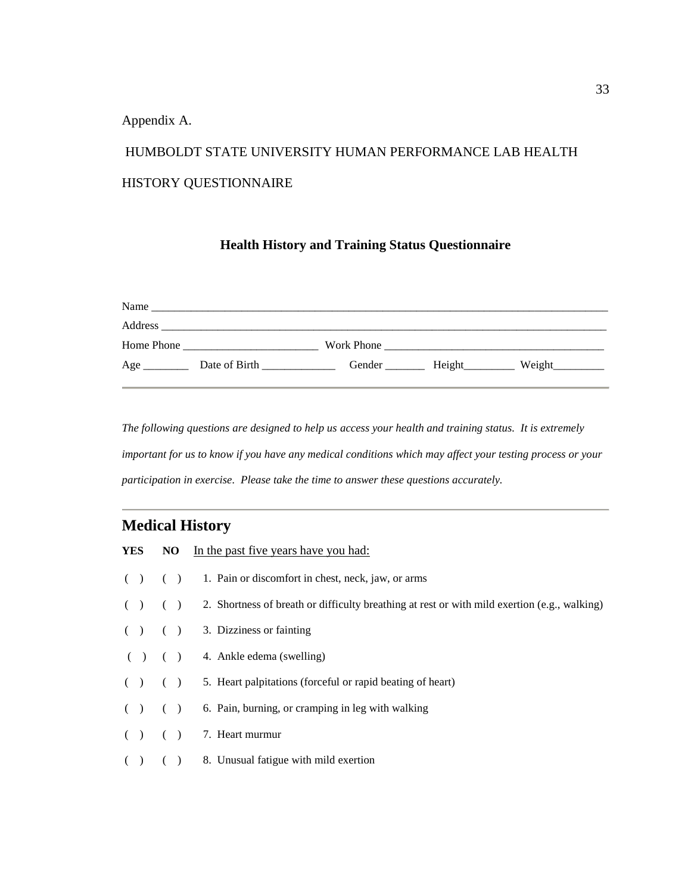Appendix A.

HUMBOLDT STATE UNIVERSITY HUMAN PERFORMANCE LAB HEALTH HISTORY QUESTIONNAIRE

**Health History and Training Status Questionnaire**

Name ______________________________________________________________________________

Address ____________________________________________________________________________

Home Phone ________________________ Work Phone ______________________________________

Age ________ Date of Birth _____________ Gender _______ Height_________ Weight_________

---

*The following questions are designed to help us access your health and training status. It is extremely important for us to know if you have any medical conditions which may affect your testing process or your participation in exercise. Please take the time to answer these questions accurately.*

---

## Medical History

**YES** **NO** In the past five years have you had:

( ) ( ) 1. Pain or discomfort in chest, neck, jaw, or arms

( ) ( ) 2. Shortness of breath or difficulty breathing at rest or with mild exertion (e.g., walking)

( ) ( ) 3. Dizziness or fainting

( ) ( ) 4. Ankle edema (swelling)

( ) ( ) 5. Heart palpitations (forceful or rapid beating of heart)

( ) ( ) 6. Pain, burning, or cramping in leg with walking

( ) ( ) 7. Heart murmur

( ) ( ) 8. Unusual fatigue with mild exertion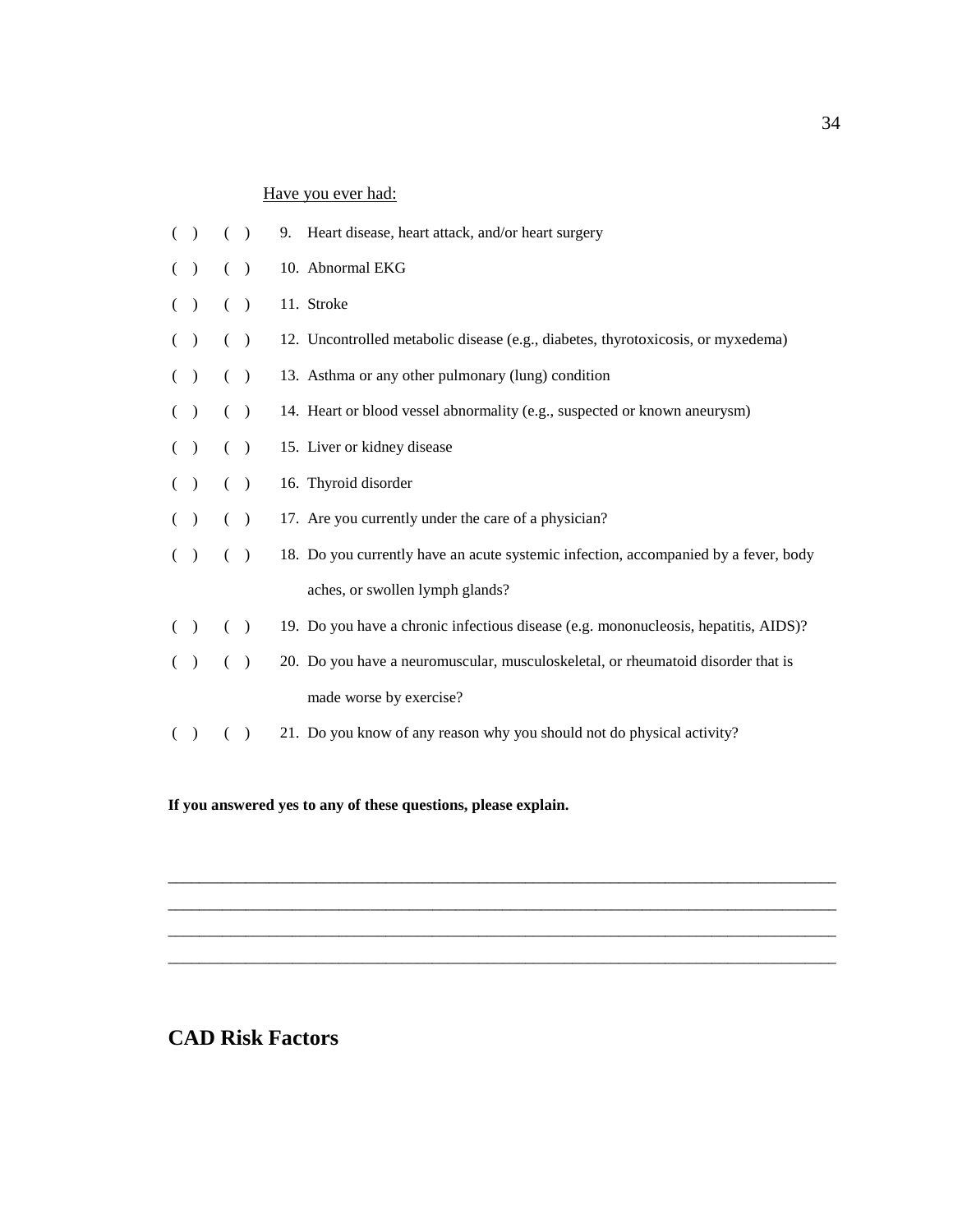Have you ever had:

( ) ( ) 9. Heart disease, heart attack, and/or heart surgery

( ) ( ) 10. Abnormal EKG

( ) ( ) 11. Stroke

( ) ( ) 12. Uncontrolled metabolic disease (e.g., diabetes, thyrotoxicosis, or myxedema)

( ) ( ) 13. Asthma or any other pulmonary (lung) condition

( ) ( ) 14. Heart or blood vessel abnormality (e.g., suspected or known aneurysm)

( ) ( ) 15. Liver or kidney disease

( ) ( ) 16. Thyroid disorder

( ) ( ) 17. Are you currently under the care of a physician?

( ) ( ) 18. Do you currently have an acute systemic infection, accompanied by a fever, body aches, or swollen lymph glands?

( ) ( ) 19. Do you have a chronic infectious disease (e.g. mononucleosis, hepatitis, AIDS)?

( ) ( ) 20. Do you have a neuromuscular, musculoskeletal, or rheumatoid disorder that is made worse by exercise?

( ) ( ) 21. Do you know of any reason why you should not do physical activity?

**If you answered yes to any of these questions, please explain.**

_______________________________________________________________________________

_______________________________________________________________________________

_______________________________________________________________________________

_______________________________________________________________________________

## CAD Risk Factors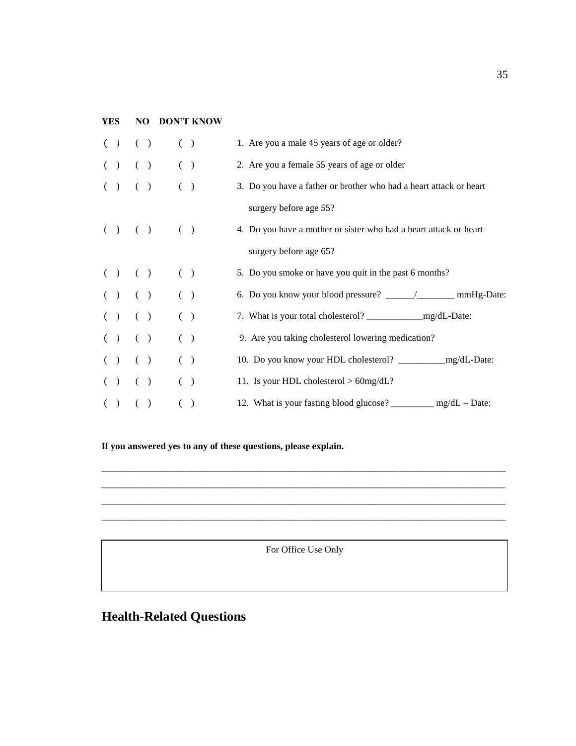| YES | NO | DON'T KNOW | |
|---|---|---|---|
| ( ) | ( ) | ( ) | 1. Are you a male 45 years of age or older? |
| ( ) | ( ) | ( ) | 2. Are you a female 55 years of age or older |
| ( ) | ( ) | ( ) | 3. Do you have a father or brother who had a heart attack or heart surgery before age 55? |
| ( ) | ( ) | ( ) | 4. Do you have a mother or sister who had a heart attack or heart surgery before age 65? |
| ( ) | ( ) | ( ) | 5. Do you smoke or have you quit in the past 6 months? |
| ( ) | ( ) | ( ) | 6. Do you know your blood pressure? ______/________ mmHg-Date: |
| ( ) | ( ) | ( ) | 7. What is your total cholesterol? ____________mg/dL-Date: |
| ( ) | ( ) | ( ) | 9. Are you taking cholesterol lowering medication? |
| ( ) | ( ) | ( ) | 10. Do you know your HDL cholesterol? __________mg/dL-Date: |
| ( ) | ( ) | ( ) | 11. Is your HDL cholesterol > 60mg/dL? |
| ( ) | ( ) | ( ) | 12. What is your fasting blood glucose? _________ mg/dL – Date: |

**If you answered yes to any of these questions, please explain.**

________________________________________________________________________________________

________________________________________________________________________________________

________________________________________________________________________________________

________________________________________________________________________________________

| For Office Use Only |
|---|
| |

## Health-Related Questions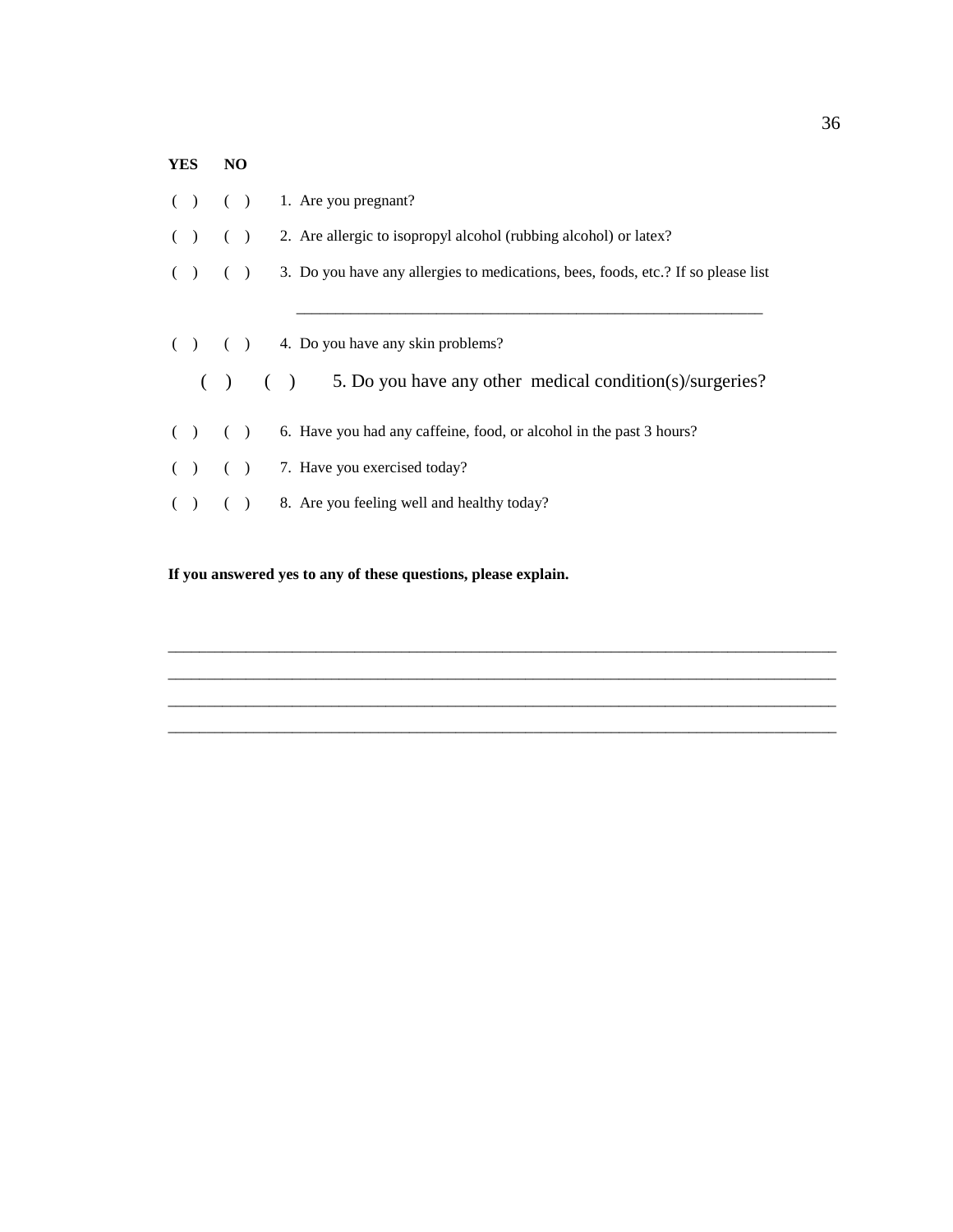**YES NO**

( ) ( ) 1. Are you pregnant?

( ) ( ) 2. Are allergic to isopropyl alcohol (rubbing alcohol) or latex?

( ) ( ) 3. Do you have any allergies to medications, bees, foods, etc.? If so please list

\_\_\_\_\_\_\_\_\_\_\_\_\_\_\_\_\_\_\_\_\_\_\_\_\_\_\_\_\_\_\_\_\_\_\_\_\_\_\_\_\_\_\_\_\_\_\_\_\_\_\_\_\_\_\_\_\_\_\_\_

( ) ( ) 4. Do you have any skin problems?

( ) ( ) 5. Do you have any other medical condition(s)/surgeries?

( ) ( ) 6. Have you had any caffeine, food, or alcohol in the past 3 hours?

( ) ( ) 7. Have you exercised today?

( ) ( ) 8. Are you feeling well and healthy today?

**If you answered yes to any of these questions, please explain.**

\_\_\_\_\_\_\_\_\_\_\_\_\_\_\_\_\_\_\_\_\_\_\_\_\_\_\_\_\_\_\_\_\_\_\_\_\_\_\_\_\_\_\_\_\_\_\_\_\_\_\_\_\_\_\_\_\_\_\_\_\_\_\_\_\_\_\_\_\_\_\_\_\_\_\_\_\_\_\_\_\_\_\_\_

\_\_\_\_\_\_\_\_\_\_\_\_\_\_\_\_\_\_\_\_\_\_\_\_\_\_\_\_\_\_\_\_\_\_\_\_\_\_\_\_\_\_\_\_\_\_\_\_\_\_\_\_\_\_\_\_\_\_\_\_\_\_\_\_\_\_\_\_\_\_\_\_\_\_\_\_\_\_\_\_\_\_\_\_

\_\_\_\_\_\_\_\_\_\_\_\_\_\_\_\_\_\_\_\_\_\_\_\_\_\_\_\_\_\_\_\_\_\_\_\_\_\_\_\_\_\_\_\_\_\_\_\_\_\_\_\_\_\_\_\_\_\_\_\_\_\_\_\_\_\_\_\_\_\_\_\_\_\_\_\_\_\_\_\_\_\_\_\_

\_\_\_\_\_\_\_\_\_\_\_\_\_\_\_\_\_\_\_\_\_\_\_\_\_\_\_\_\_\_\_\_\_\_\_\_\_\_\_\_\_\_\_\_\_\_\_\_\_\_\_\_\_\_\_\_\_\_\_\_\_\_\_\_\_\_\_\_\_\_\_\_\_\_\_\_\_\_\_\_\_\_\_\_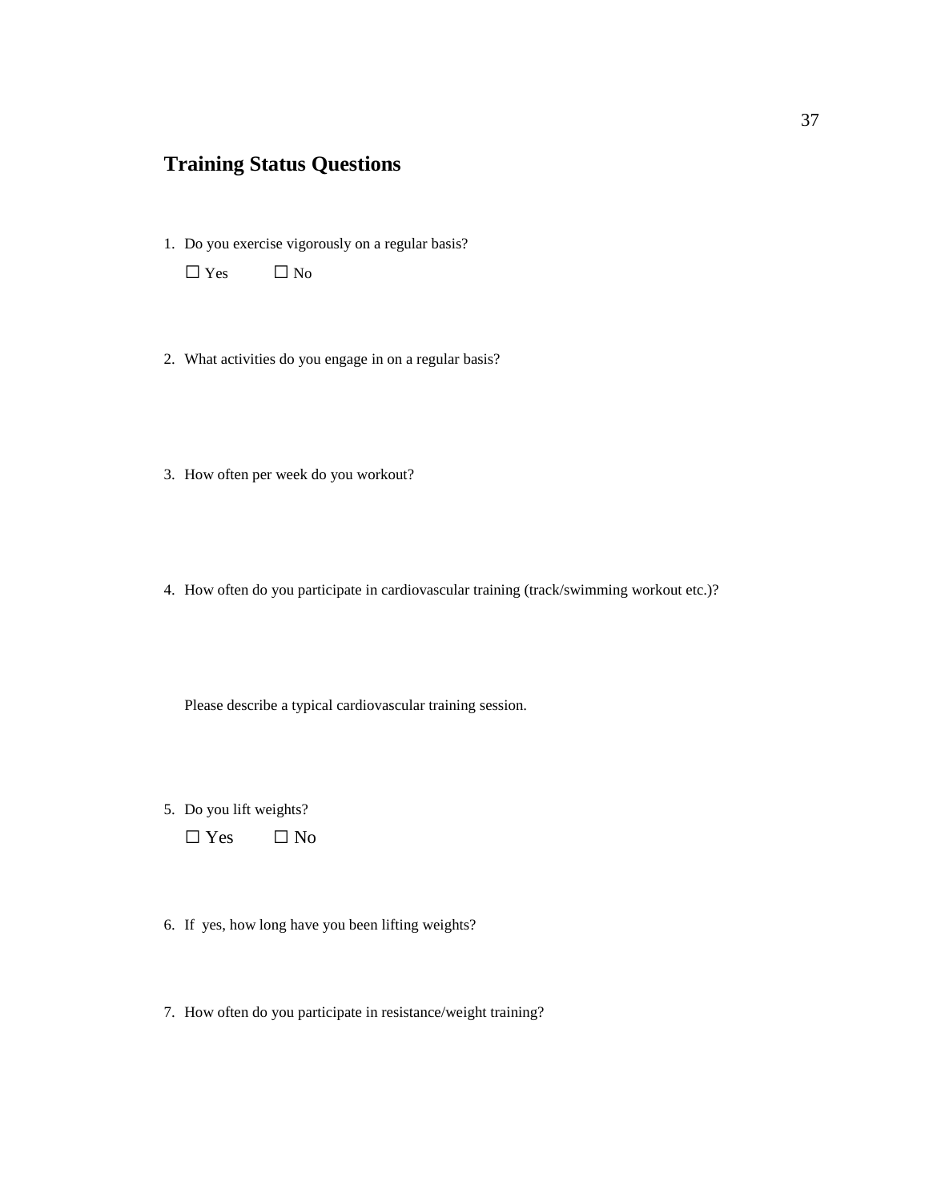## Training Status Questions

1. Do you exercise vigorously on a regular basis?

   ☐ Yes ☐ No

2. What activities do you engage in on a regular basis?

3. How often per week do you workout?

4. How often do you participate in cardiovascular training (track/swimming workout etc.)?

   Please describe a typical cardiovascular training session.

5. Do you lift weights?

   ☐ Yes ☐ No

6. If yes, how long have you been lifting weights?

7. How often do you participate in resistance/weight training?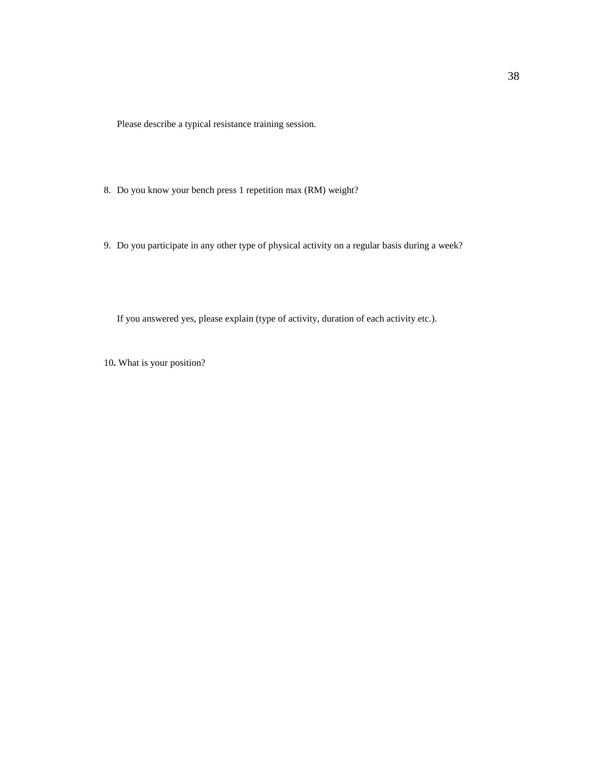Please describe a typical resistance training session.

8. Do you know your bench press 1 repetition max (RM) weight?

9. Do you participate in any other type of physical activity on a regular basis during a week?

   If you answered yes, please explain (type of activity, duration of each activity etc.).

10**.** What is your position?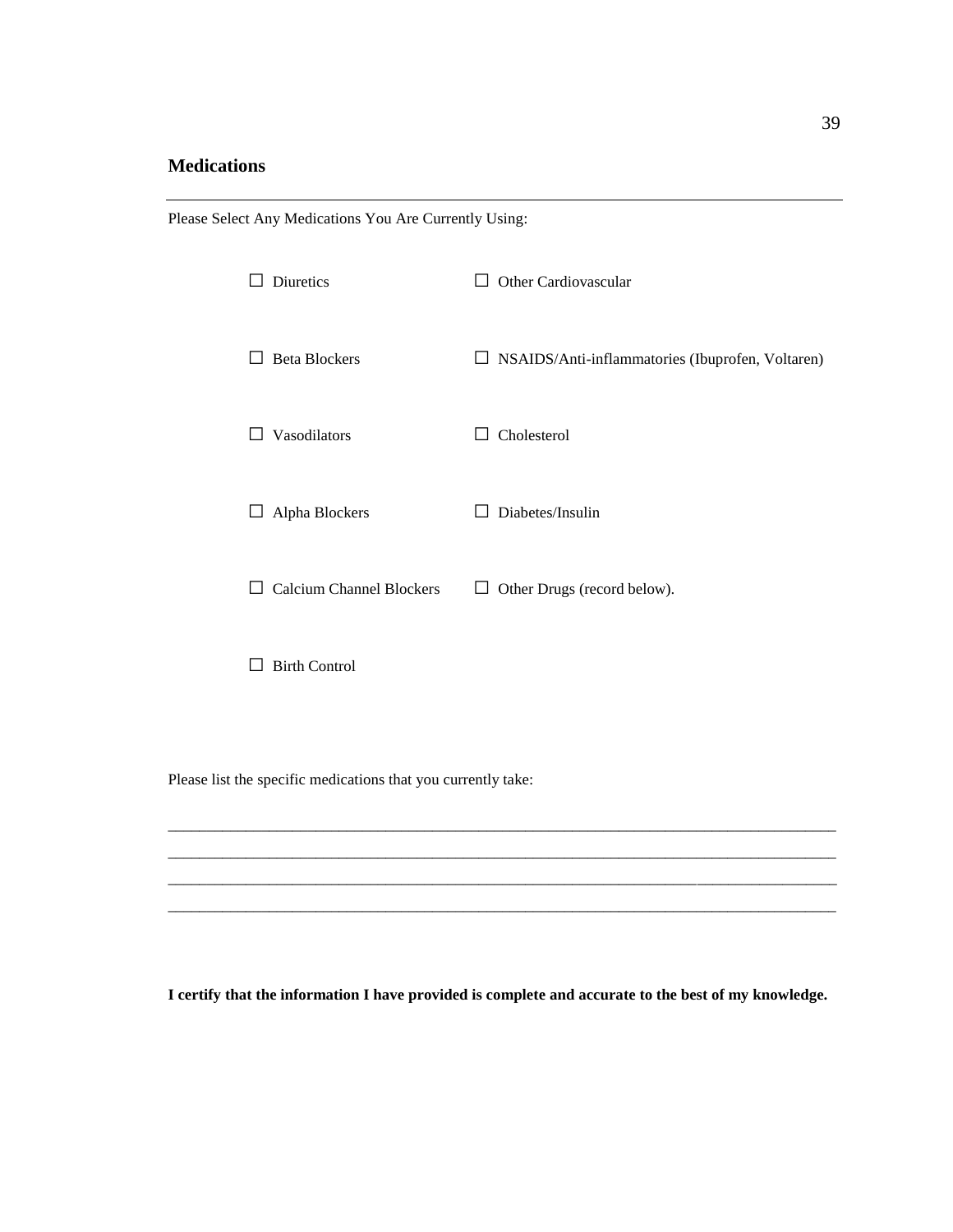## Medications

---

Please Select Any Medications You Are Currently Using:

☐ Diuretics

☐ Other Cardiovascular

☐ Beta Blockers

☐ NSAIDS/Anti-inflammatories (Ibuprofen, Voltaren)

☐ Vasodilators

☐ Cholesterol

☐ Alpha Blockers

☐ Diabetes/Insulin

☐ Calcium Channel Blockers

☐ Other Drugs (record below).

☐ Birth Control

Please list the specific medications that you currently take:

________________________________________________________________________________

________________________________________________________________________________

________________________________________________________________________________

________________________________________________________________________________

**I certify that the information I have provided is complete and accurate to the best of my knowledge.**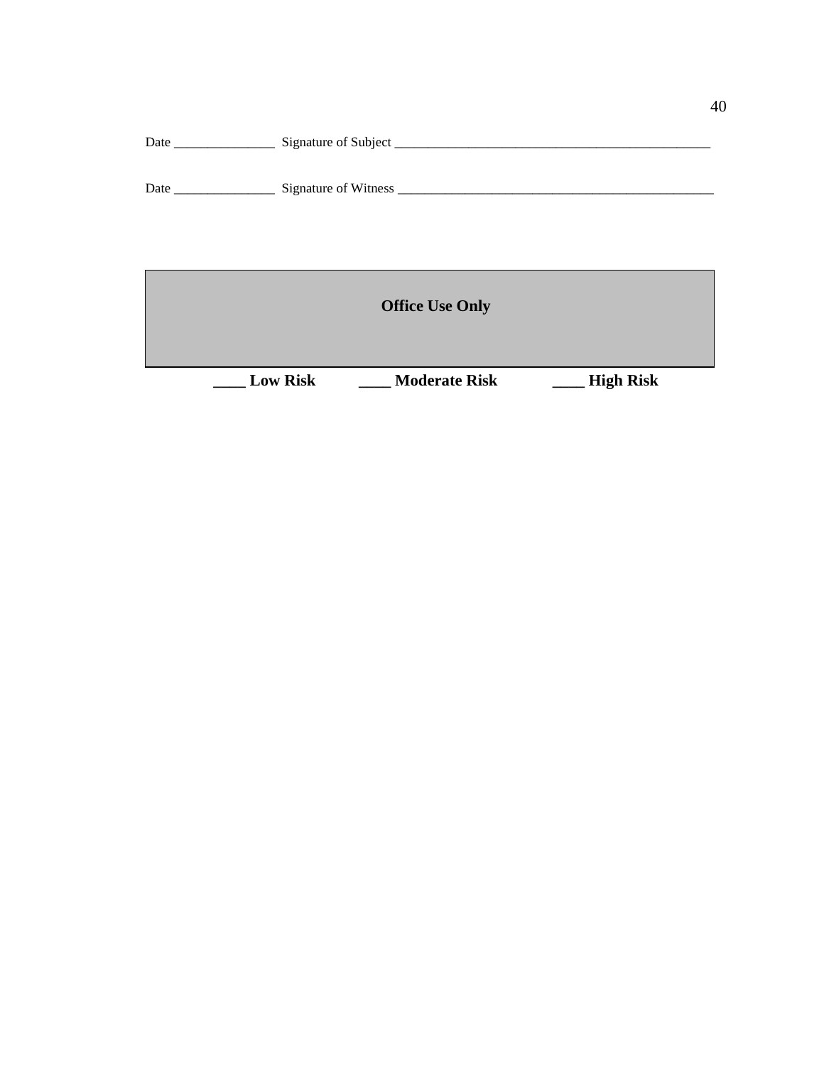Date _______________ Signature of Subject _______________________________________________

Date _______________ Signature of Witness _______________________________________________

| **Office Use Only** |
| --- |

**____ Low Risk** **____ Moderate Risk** **____ High Risk**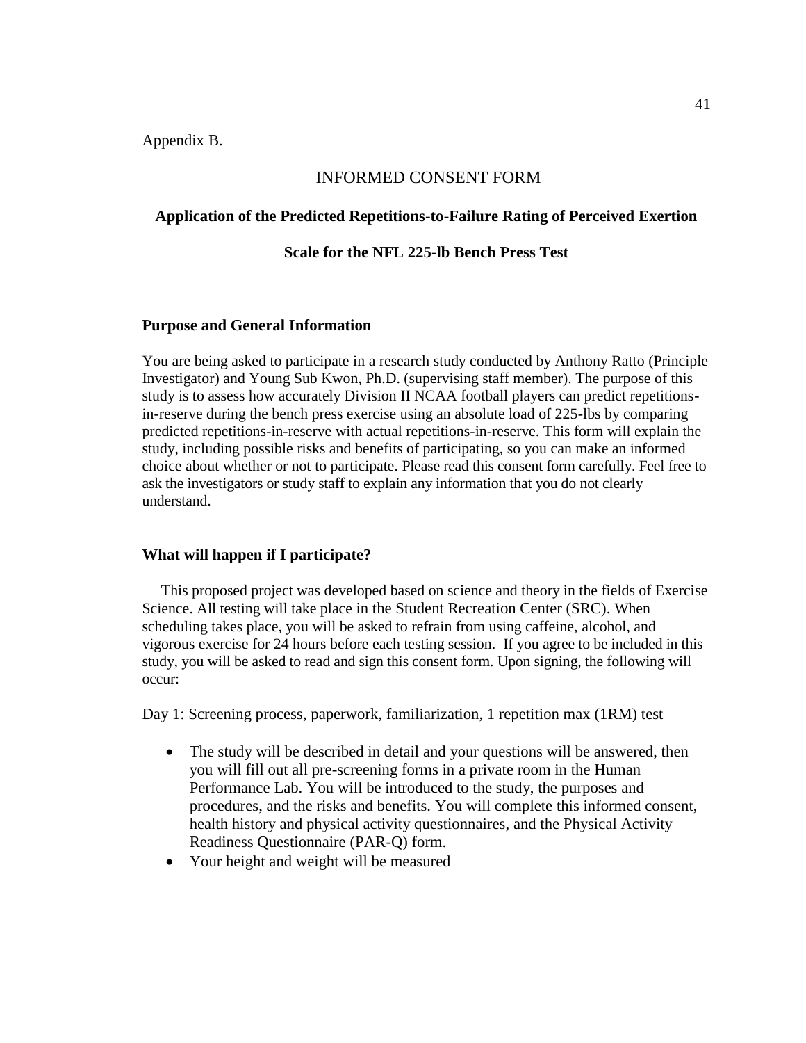Appendix B.

# INFORMED CONSENT FORM

## Application of the Predicted Repetitions-to-Failure Rating of Perceived Exertion Scale for the NFL 225-lb Bench Press Test

### Purpose and General Information

You are being asked to participate in a research study conducted by Anthony Ratto (Principle Investigator) and Young Sub Kwon, Ph.D. (supervising staff member). The purpose of this study is to assess how accurately Division II NCAA football players can predict repetitions-in-reserve during the bench press exercise using an absolute load of 225-lbs by comparing predicted repetitions-in-reserve with actual repetitions-in-reserve. This form will explain the study, including possible risks and benefits of participating, so you can make an informed choice about whether or not to participate. Please read this consent form carefully. Feel free to ask the investigators or study staff to explain any information that you do not clearly understand.

### What will happen if I participate?

This proposed project was developed based on science and theory in the fields of Exercise Science. All testing will take place in the Student Recreation Center (SRC). When scheduling takes place, you will be asked to refrain from using caffeine, alcohol, and vigorous exercise for 24 hours before each testing session. If you agree to be included in this study, you will be asked to read and sign this consent form. Upon signing, the following will occur:

Day 1: Screening process, paperwork, familiarization, 1 repetition max (1RM) test

- The study will be described in detail and your questions will be answered, then you will fill out all pre-screening forms in a private room in the Human Performance Lab. You will be introduced to the study, the purposes and procedures, and the risks and benefits. You will complete this informed consent, health history and physical activity questionnaires, and the Physical Activity Readiness Questionnaire (PAR-Q) form.
- Your height and weight will be measured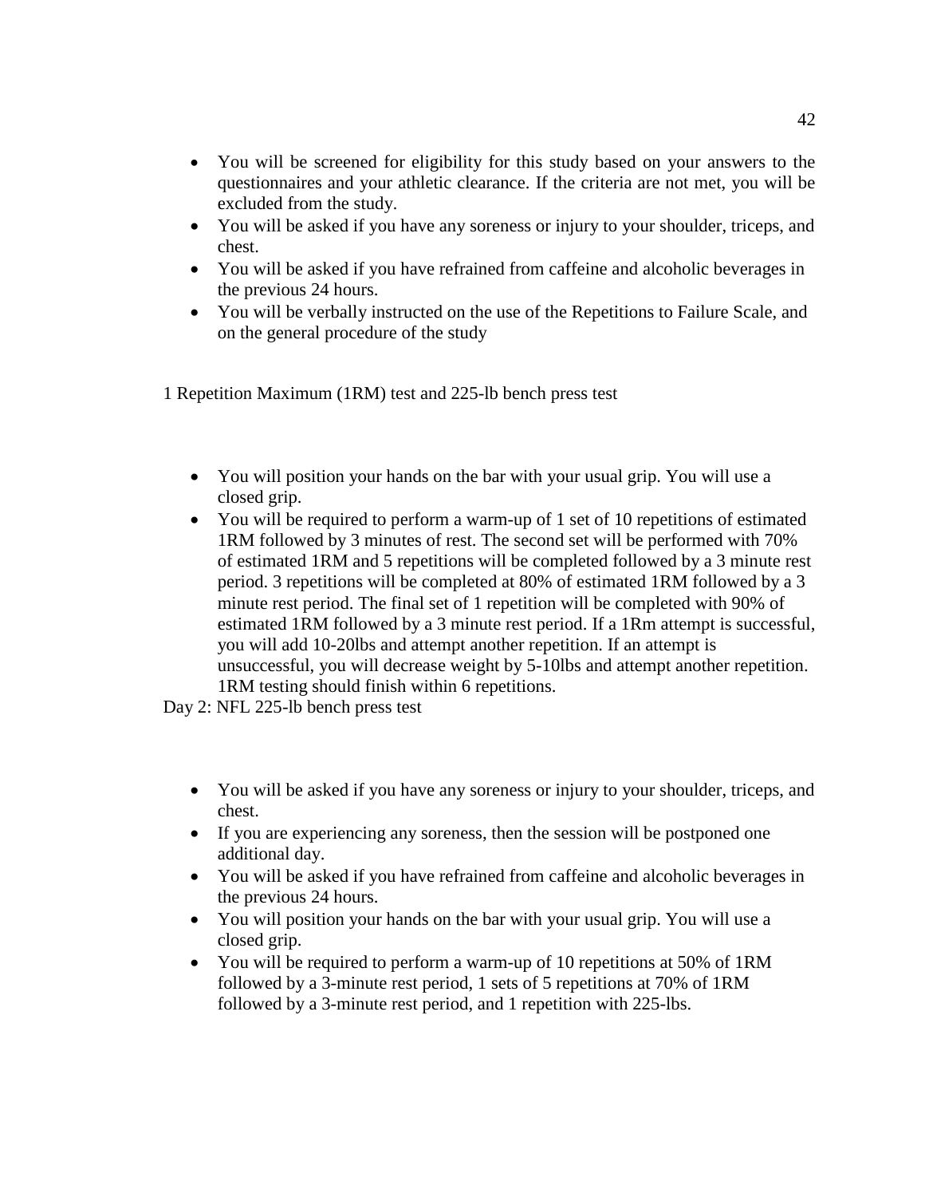- You will be screened for eligibility for this study based on your answers to the questionnaires and your athletic clearance. If the criteria are not met, you will be excluded from the study.
- You will be asked if you have any soreness or injury to your shoulder, triceps, and chest.
- You will be asked if you have refrained from caffeine and alcoholic beverages in the previous 24 hours.
- You will be verbally instructed on the use of the Repetitions to Failure Scale, and on the general procedure of the study

1 Repetition Maximum (1RM) test and 225-lb bench press test

- You will position your hands on the bar with your usual grip. You will use a closed grip.
- You will be required to perform a warm-up of 1 set of 10 repetitions of estimated 1RM followed by 3 minutes of rest. The second set will be performed with 70% of estimated 1RM and 5 repetitions will be completed followed by a 3 minute rest period. 3 repetitions will be completed at 80% of estimated 1RM followed by a 3 minute rest period. The final set of 1 repetition will be completed with 90% of estimated 1RM followed by a 3 minute rest period. If a 1Rm attempt is successful, you will add 10-20lbs and attempt another repetition. If an attempt is unsuccessful, you will decrease weight by 5-10lbs and attempt another repetition. 1RM testing should finish within 6 repetitions.

Day 2: NFL 225-lb bench press test

- You will be asked if you have any soreness or injury to your shoulder, triceps, and chest.
- If you are experiencing any soreness, then the session will be postponed one additional day.
- You will be asked if you have refrained from caffeine and alcoholic beverages in the previous 24 hours.
- You will position your hands on the bar with your usual grip. You will use a closed grip.
- You will be required to perform a warm-up of 10 repetitions at 50% of 1RM followed by a 3-minute rest period, 1 sets of 5 repetitions at 70% of 1RM followed by a 3-minute rest period, and 1 repetition with 225-lbs.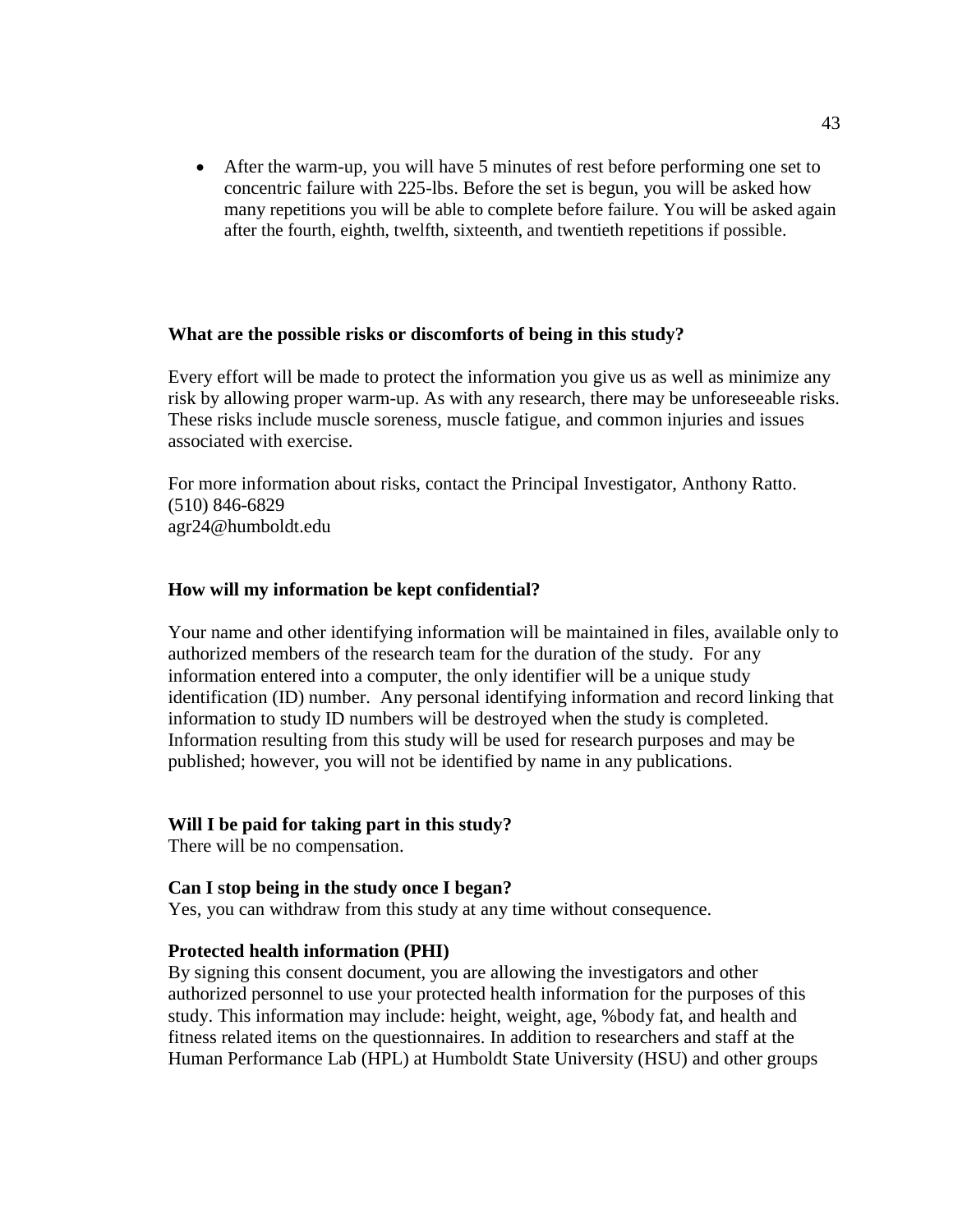- After the warm-up, you will have 5 minutes of rest before performing one set to concentric failure with 225-lbs. Before the set is begun, you will be asked how many repetitions you will be able to complete before failure. You will be asked again after the fourth, eighth, twelfth, sixteenth, and twentieth repetitions if possible.

**What are the possible risks or discomforts of being in this study?**

Every effort will be made to protect the information you give us as well as minimize any risk by allowing proper warm-up. As with any research, there may be unforeseeable risks. These risks include muscle soreness, muscle fatigue, and common injuries and issues associated with exercise.

For more information about risks, contact the Principal Investigator, Anthony Ratto.
(510) 846-6829
agr24@humboldt.edu

**How will my information be kept confidential?**

Your name and other identifying information will be maintained in files, available only to authorized members of the research team for the duration of the study. For any information entered into a computer, the only identifier will be a unique study identification (ID) number. Any personal identifying information and record linking that information to study ID numbers will be destroyed when the study is completed. Information resulting from this study will be used for research purposes and may be published; however, you will not be identified by name in any publications.

**Will I be paid for taking part in this study?**
There will be no compensation.

**Can I stop being in the study once I began?**
Yes, you can withdraw from this study at any time without consequence.

**Protected health information (PHI)**
By signing this consent document, you are allowing the investigators and other authorized personnel to use your protected health information for the purposes of this study. This information may include: height, weight, age, %body fat, and health and fitness related items on the questionnaires. In addition to researchers and staff at the Human Performance Lab (HPL) at Humboldt State University (HSU) and other groups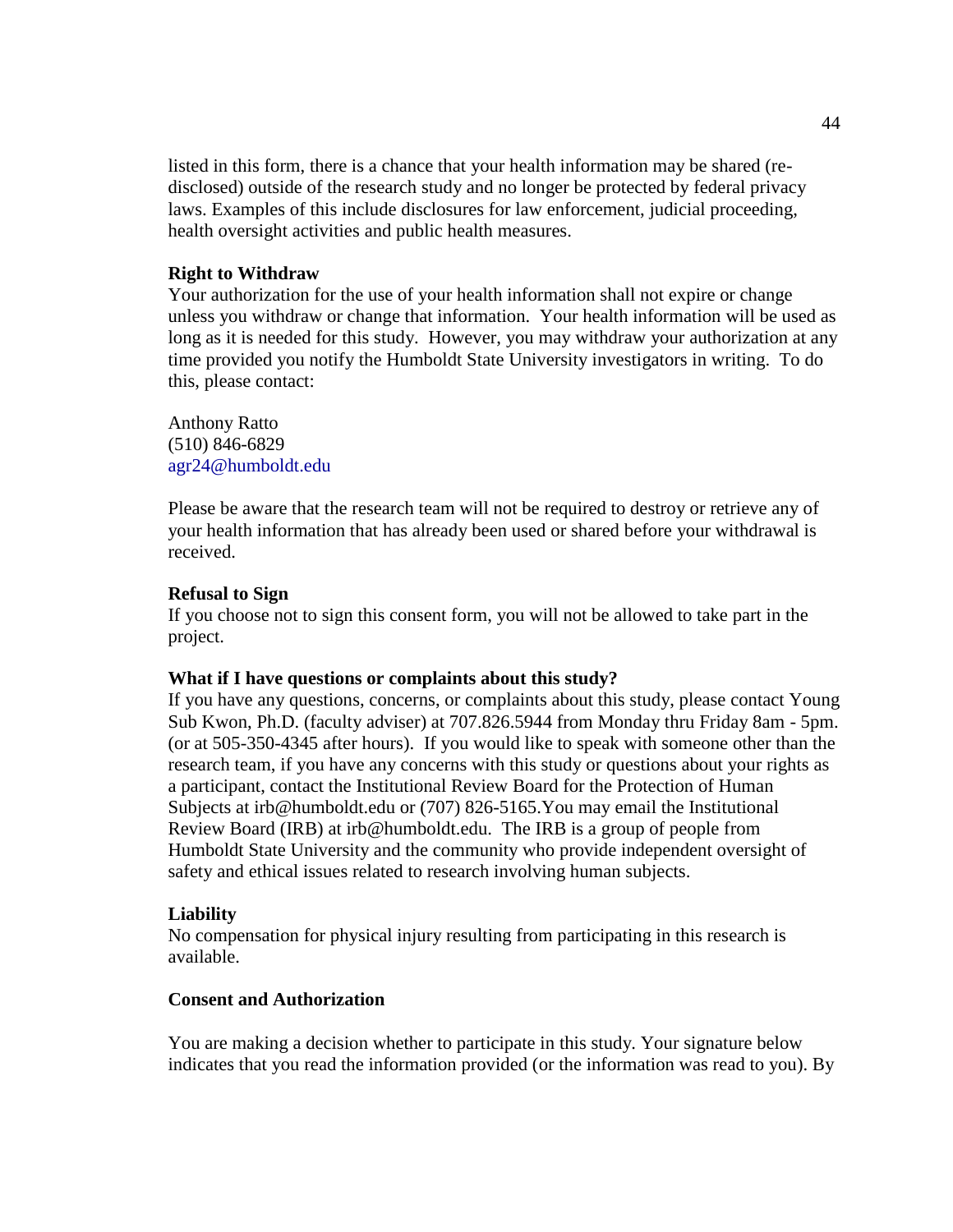listed in this form, there is a chance that your health information may be shared (re-disclosed) outside of the research study and no longer be protected by federal privacy laws. Examples of this include disclosures for law enforcement, judicial proceeding, health oversight activities and public health measures.

**Right to Withdraw**

Your authorization for the use of your health information shall not expire or change unless you withdraw or change that information. Your health information will be used as long as it is needed for this study. However, you may withdraw your authorization at any time provided you notify the Humboldt State University investigators in writing. To do this, please contact:

Anthony Ratto
(510) 846-6829
agr24@humboldt.edu

Please be aware that the research team will not be required to destroy or retrieve any of your health information that has already been used or shared before your withdrawal is received.

**Refusal to Sign**

If you choose not to sign this consent form, you will not be allowed to take part in the project.

**What if I have questions or complaints about this study?**

If you have any questions, concerns, or complaints about this study, please contact Young Sub Kwon, Ph.D. (faculty adviser) at 707.826.5944 from Monday thru Friday 8am - 5pm. (or at 505-350-4345 after hours). If you would like to speak with someone other than the research team, if you have any concerns with this study or questions about your rights as a participant, contact the Institutional Review Board for the Protection of Human Subjects at irb@humboldt.edu or (707) 826-5165.You may email the Institutional Review Board (IRB) at irb@humboldt.edu. The IRB is a group of people from Humboldt State University and the community who provide independent oversight of safety and ethical issues related to research involving human subjects.

**Liability**

No compensation for physical injury resulting from participating in this research is available.

**Consent and Authorization**

You are making a decision whether to participate in this study. Your signature below indicates that you read the information provided (or the information was read to you). By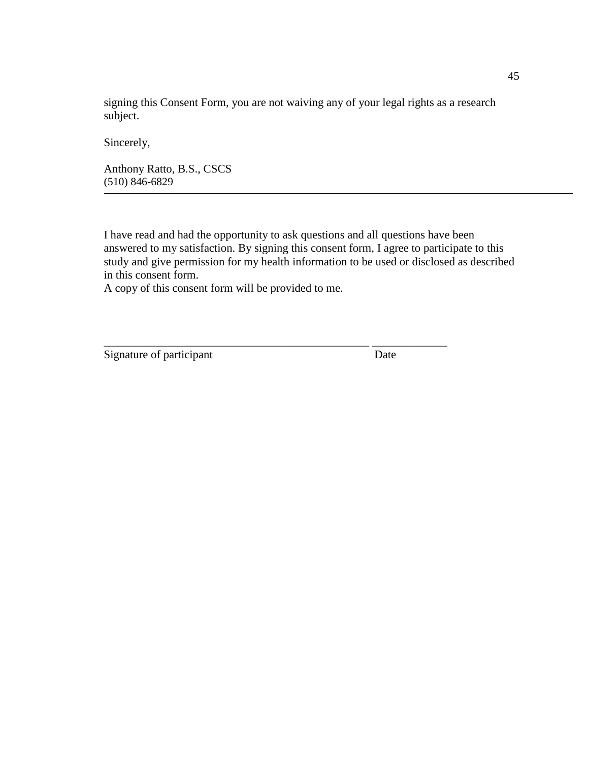signing this Consent Form, you are not waiving any of your legal rights as a research subject.

Sincerely,

Anthony Ratto, B.S., CSCS
(510) 846-6829

---

I have read and had the opportunity to ask questions and all questions have been answered to my satisfaction. By signing this consent form, I agree to participate to this study and give permission for my health information to be used or disclosed as described in this consent form.
A copy of this consent form will be provided to me.

_______________________________________________ _____________
Signature of participant Date